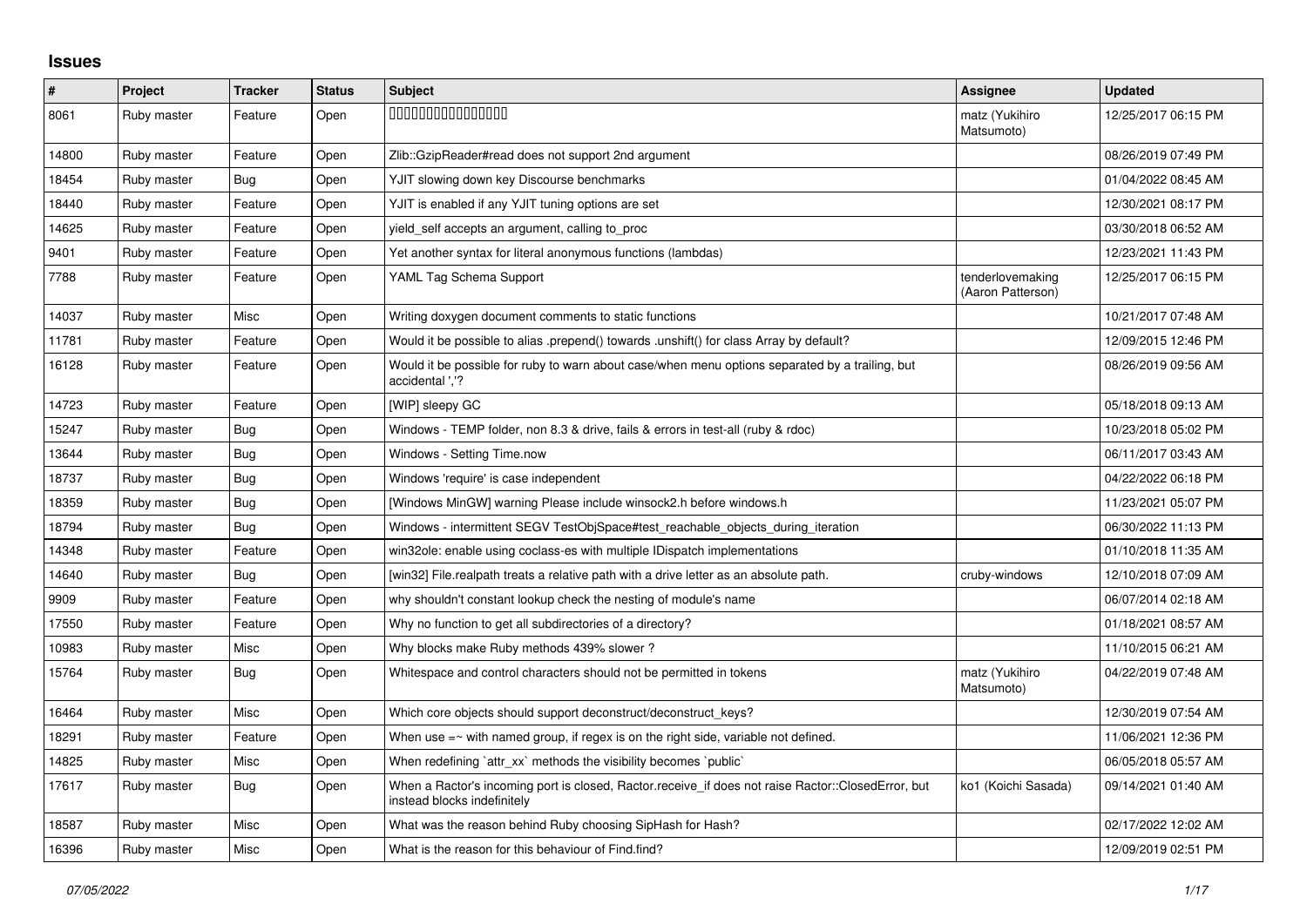# Issues

| # | Project | Tracker | Status | Subject | Assignee | Updated |
|---|---|---|---|---|---|---|
| 8061 | Ruby master | Feature | Open | 0000000000000000 | matz (Yukihiro Matsumoto) | 12/25/2017 06:15 PM |
| 14800 | Ruby master | Feature | Open | Zlib::GzipReader#read does not support 2nd argument | | 08/26/2019 07:49 PM |
| 18454 | Ruby master | Bug | Open | YJIT slowing down key Discourse benchmarks | | 01/04/2022 08:45 AM |
| 18440 | Ruby master | Feature | Open | YJIT is enabled if any YJIT tuning options are set | | 12/30/2021 08:17 PM |
| 14625 | Ruby master | Feature | Open | yield_self accepts an argument, calling to_proc | | 03/30/2018 06:52 AM |
| 9401 | Ruby master | Feature | Open | Yet another syntax for literal anonymous functions (lambdas) | | 12/23/2021 11:43 PM |
| 7788 | Ruby master | Feature | Open | YAML Tag Schema Support | tenderlovemaking (Aaron Patterson) | 12/25/2017 06:15 PM |
| 14037 | Ruby master | Misc | Open | Writing doxygen document comments to static functions | | 10/21/2017 07:48 AM |
| 11781 | Ruby master | Feature | Open | Would it be possible to alias .prepend() towards .unshift() for class Array by default? | | 12/09/2015 12:46 PM |
| 16128 | Ruby master | Feature | Open | Would it be possible for ruby to warn about case/when menu options separated by a trailing, but accidental ','? | | 08/26/2019 09:56 AM |
| 14723 | Ruby master | Feature | Open | [WIP] sleepy GC | | 05/18/2018 09:13 AM |
| 15247 | Ruby master | Bug | Open | Windows - TEMP folder, non 8.3 & drive, fails & errors in test-all (ruby & rdoc) | | 10/23/2018 05:02 PM |
| 13644 | Ruby master | Bug | Open | Windows - Setting Time.now | | 06/11/2017 03:43 AM |
| 18737 | Ruby master | Bug | Open | Windows 'require' is case independent | | 04/22/2022 06:18 PM |
| 18359 | Ruby master | Bug | Open | [Windows MinGW] warning Please include winsock2.h before windows.h | | 11/23/2021 05:07 PM |
| 18794 | Ruby master | Bug | Open | Windows - intermittent SEGV TestObjSpace#test_reachable_objects_during_iteration | | 06/30/2022 11:13 PM |
| 14348 | Ruby master | Feature | Open | win32ole: enable using coclass-es with multiple IDispatch implementations | | 01/10/2018 11:35 AM |
| 14640 | Ruby master | Bug | Open | [win32] File.realpath treats a relative path with a drive letter as an absolute path. | cruby-windows | 12/10/2018 07:09 AM |
| 9909 | Ruby master | Feature | Open | why shouldn't constant lookup check the nesting of module's name | | 06/07/2014 02:18 AM |
| 17550 | Ruby master | Feature | Open | Why no function to get all subdirectories of a directory? | | 01/18/2021 08:57 AM |
| 10983 | Ruby master | Misc | Open | Why blocks make Ruby methods 439% slower ? | | 11/10/2015 06:21 AM |
| 15764 | Ruby master | Bug | Open | Whitespace and control characters should not be permitted in tokens | matz (Yukihiro Matsumoto) | 04/22/2019 07:48 AM |
| 16464 | Ruby master | Misc | Open | Which core objects should support deconstruct/deconstruct_keys? | | 12/30/2019 07:54 AM |
| 18291 | Ruby master | Feature | Open | When use =~ with named group, if regex is on the right side, variable not defined. | | 11/06/2021 12:36 PM |
| 14825 | Ruby master | Misc | Open | When redefining `attr_xx` methods the visibility becomes `public` | | 06/05/2018 05:57 AM |
| 17617 | Ruby master | Bug | Open | When a Ractor's incoming port is closed, Ractor.receive_if does not raise Ractor::ClosedError, but instead blocks indefinitely | ko1 (Koichi Sasada) | 09/14/2021 01:40 AM |
| 18587 | Ruby master | Misc | Open | What was the reason behind Ruby choosing SipHash for Hash? | | 02/17/2022 12:02 AM |
| 16396 | Ruby master | Misc | Open | What is the reason for this behaviour of Find.find? | | 12/09/2019 02:51 PM |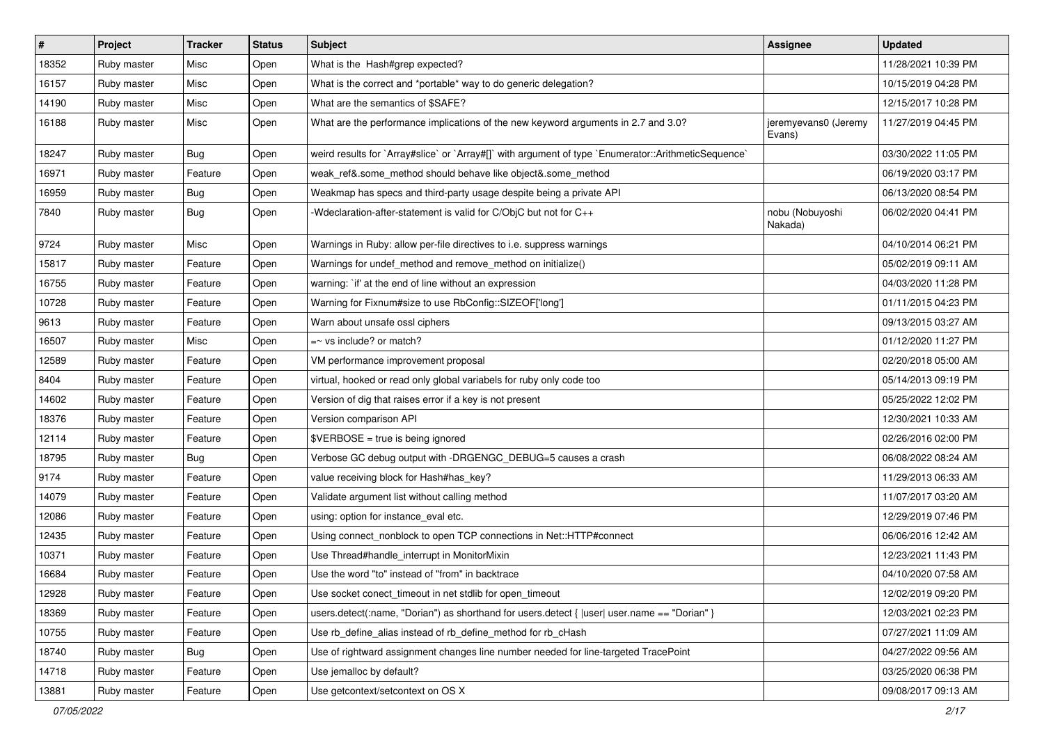| # | Project | Tracker | Status | Subject | Assignee | Updated |
|---|---|---|---|---|---|---|
| 18352 | Ruby master | Misc | Open | What is the  Hash#grep expected? | | 11/28/2021 10:39 PM |
| 16157 | Ruby master | Misc | Open | What is the correct and *portable* way to do generic delegation? | | 10/15/2019 04:28 PM |
| 14190 | Ruby master | Misc | Open | What are the semantics of $SAFE? | | 12/15/2017 10:28 PM |
| 16188 | Ruby master | Misc | Open | What are the performance implications of the new keyword arguments in 2.7 and 3.0? | jeremyevans0 (Jeremy Evans) | 11/27/2019 04:45 PM |
| 18247 | Ruby master | Bug | Open | weird results for `Array#slice` or `Array#[]` with argument of type `Enumerator::ArithmeticSequence` | | 03/30/2022 11:05 PM |
| 16971 | Ruby master | Feature | Open | weak_ref&.some_method should behave like object&.some_method | | 06/19/2020 03:17 PM |
| 16959 | Ruby master | Bug | Open | Weakmap has specs and third-party usage despite being a private API | | 06/13/2020 08:54 PM |
| 7840 | Ruby master | Bug | Open | -Wdeclaration-after-statement is valid for C/ObjC but not for C++ | nobu (Nobuyoshi Nakada) | 06/02/2020 04:41 PM |
| 9724 | Ruby master | Misc | Open | Warnings in Ruby: allow per-file directives to i.e. suppress warnings | | 04/10/2014 06:21 PM |
| 15817 | Ruby master | Feature | Open | Warnings for undef_method and remove_method on initialize() | | 05/02/2019 09:11 AM |
| 16755 | Ruby master | Feature | Open | warning: `if' at the end of line without an expression | | 04/03/2020 11:28 PM |
| 10728 | Ruby master | Feature | Open | Warning for Fixnum#size to use RbConfig::SIZEOF['long'] | | 01/11/2015 04:23 PM |
| 9613 | Ruby master | Feature | Open | Warn about unsafe ossl ciphers | | 09/13/2015 03:27 AM |
| 16507 | Ruby master | Misc | Open | =~ vs include? or match? | | 01/12/2020 11:27 PM |
| 12589 | Ruby master | Feature | Open | VM performance improvement proposal | | 02/20/2018 05:00 AM |
| 8404 | Ruby master | Feature | Open | virtual, hooked or read only global variabels for ruby only code too | | 05/14/2013 09:19 PM |
| 14602 | Ruby master | Feature | Open | Version of dig that raises error if a key is not present | | 05/25/2022 12:02 PM |
| 18376 | Ruby master | Feature | Open | Version comparison API | | 12/30/2021 10:33 AM |
| 12114 | Ruby master | Feature | Open | $VERBOSE = true is being ignored | | 02/26/2016 02:00 PM |
| 18795 | Ruby master | Bug | Open | Verbose GC debug output with -DRGENGC_DEBUG=5 causes a crash | | 06/08/2022 08:24 AM |
| 9174 | Ruby master | Feature | Open | value receiving block for Hash#has_key? | | 11/29/2013 06:33 AM |
| 14079 | Ruby master | Feature | Open | Validate argument list without calling method | | 11/07/2017 03:20 AM |
| 12086 | Ruby master | Feature | Open | using: option for instance_eval etc. | | 12/29/2019 07:46 PM |
| 12435 | Ruby master | Feature | Open | Using connect_nonblock to open TCP connections in Net::HTTP#connect | | 06/06/2016 12:42 AM |
| 10371 | Ruby master | Feature | Open | Use Thread#handle_interrupt in MonitorMixin | | 12/23/2021 11:43 PM |
| 16684 | Ruby master | Feature | Open | Use the word "to" instead of "from" in backtrace | | 04/10/2020 07:58 AM |
| 12928 | Ruby master | Feature | Open | Use socket conect_timeout in net stdlib for open_timeout | | 12/02/2019 09:20 PM |
| 18369 | Ruby master | Feature | Open | users.detect(:name, "Dorian") as shorthand for users.detect { \|user\| user.name == "Dorian" } | | 12/03/2021 02:23 PM |
| 10755 | Ruby master | Feature | Open | Use rb_define_alias instead of rb_define_method for rb_cHash | | 07/27/2021 11:09 AM |
| 18740 | Ruby master | Bug | Open | Use of rightward assignment changes line number needed for line-targeted TracePoint | | 04/27/2022 09:56 AM |
| 14718 | Ruby master | Feature | Open | Use jemalloc by default? | | 03/25/2020 06:38 PM |
| 13881 | Ruby master | Feature | Open | Use getcontext/setcontext on OS X | | 09/08/2017 09:13 AM |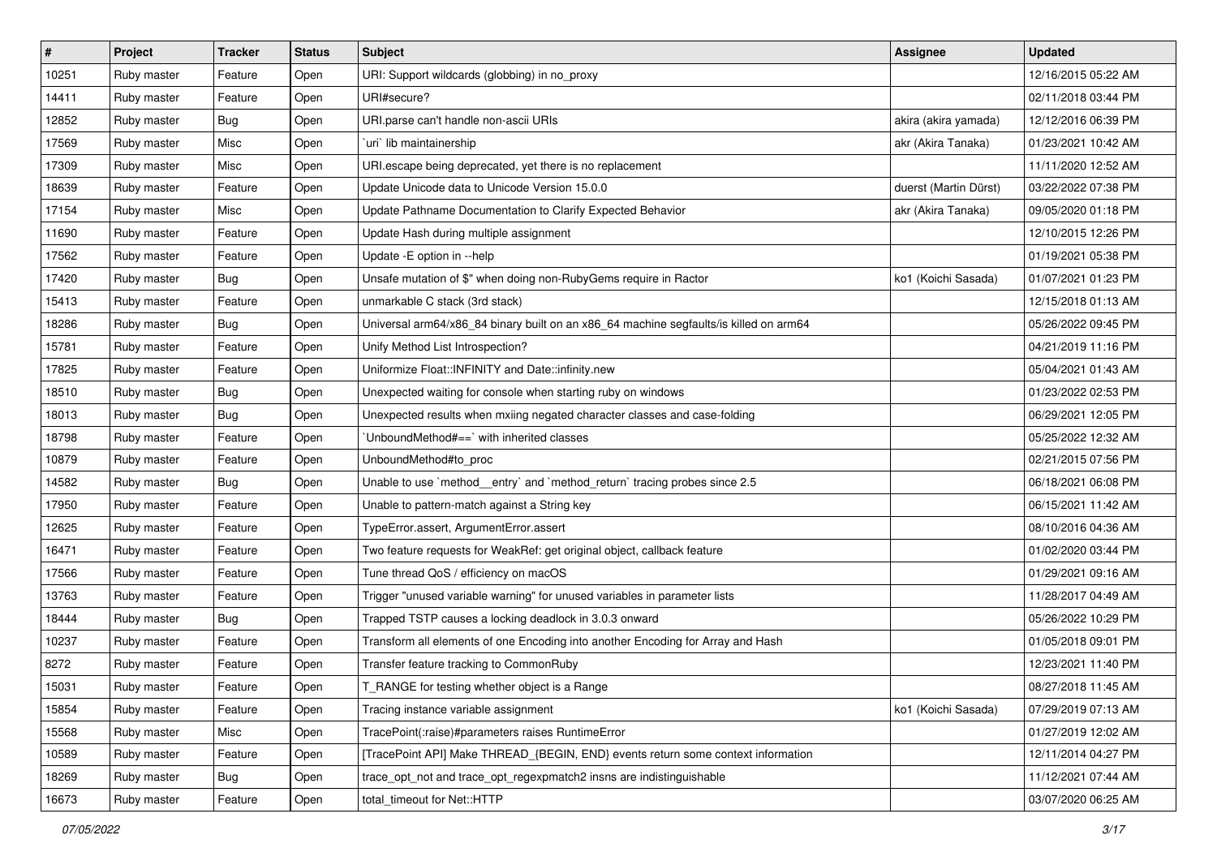| # | Project | Tracker | Status | Subject | Assignee | Updated |
|---|---|---|---|---|---|---|
| 10251 | Ruby master | Feature | Open | URI: Support wildcards (globbing) in no_proxy | | 12/16/2015 05:22 AM |
| 14411 | Ruby master | Feature | Open | URI#secure? | | 02/11/2018 03:44 PM |
| 12852 | Ruby master | Bug | Open | URI.parse can't handle non-ascii URIs | akira (akira yamada) | 12/12/2016 06:39 PM |
| 17569 | Ruby master | Misc | Open | `uri` lib maintainership | akr (Akira Tanaka) | 01/23/2021 10:42 AM |
| 17309 | Ruby master | Misc | Open | URI.escape being deprecated, yet there is no replacement | | 11/11/2020 12:52 AM |
| 18639 | Ruby master | Feature | Open | Update Unicode data to Unicode Version 15.0.0 | duerst (Martin Dürst) | 03/22/2022 07:38 PM |
| 17154 | Ruby master | Misc | Open | Update Pathname Documentation to Clarify Expected Behavior | akr (Akira Tanaka) | 09/05/2020 01:18 PM |
| 11690 | Ruby master | Feature | Open | Update Hash during multiple assignment | | 12/10/2015 12:26 PM |
| 17562 | Ruby master | Feature | Open | Update -E option in --help | | 01/19/2021 05:38 PM |
| 17420 | Ruby master | Bug | Open | Unsafe mutation of $" when doing non-RubyGems require in Ractor | ko1 (Koichi Sasada) | 01/07/2021 01:23 PM |
| 15413 | Ruby master | Feature | Open | unmarkable C stack (3rd stack) | | 12/15/2018 01:13 AM |
| 18286 | Ruby master | Bug | Open | Universal arm64/x86_84 binary built on an x86_64 machine segfaults/is killed on arm64 | | 05/26/2022 09:45 PM |
| 15781 | Ruby master | Feature | Open | Unify Method List Introspection? | | 04/21/2019 11:16 PM |
| 17825 | Ruby master | Feature | Open | Uniformize Float::INFINITY and Date::infinity.new | | 05/04/2021 01:43 AM |
| 18510 | Ruby master | Bug | Open | Unexpected waiting for console when starting ruby on windows | | 01/23/2022 02:53 PM |
| 18013 | Ruby master | Bug | Open | Unexpected results when mxiing negated character classes and case-folding | | 06/29/2021 12:05 PM |
| 18798 | Ruby master | Feature | Open | `UnboundMethod#==` with inherited classes | | 05/25/2022 12:32 AM |
| 10879 | Ruby master | Feature | Open | UnboundMethod#to_proc | | 02/21/2015 07:56 PM |
| 14582 | Ruby master | Bug | Open | Unable to use `method__entry` and `method_return` tracing probes since 2.5 | | 06/18/2021 06:08 PM |
| 17950 | Ruby master | Feature | Open | Unable to pattern-match against a String key | | 06/15/2021 11:42 AM |
| 12625 | Ruby master | Feature | Open | TypeError.assert, ArgumentError.assert | | 08/10/2016 04:36 AM |
| 16471 | Ruby master | Feature | Open | Two feature requests for WeakRef: get original object, callback feature | | 01/02/2020 03:44 PM |
| 17566 | Ruby master | Feature | Open | Tune thread QoS / efficiency on macOS | | 01/29/2021 09:16 AM |
| 13763 | Ruby master | Feature | Open | Trigger "unused variable warning" for unused variables in parameter lists | | 11/28/2017 04:49 AM |
| 18444 | Ruby master | Bug | Open | Trapped TSTP causes a locking deadlock in 3.0.3 onward | | 05/26/2022 10:29 PM |
| 10237 | Ruby master | Feature | Open | Transform all elements of one Encoding into another Encoding for Array and Hash | | 01/05/2018 09:01 PM |
| 8272 | Ruby master | Feature | Open | Transfer feature tracking to CommonRuby | | 12/23/2021 11:40 PM |
| 15031 | Ruby master | Feature | Open | T_RANGE for testing whether object is a Range | | 08/27/2018 11:45 AM |
| 15854 | Ruby master | Feature | Open | Tracing instance variable assignment | ko1 (Koichi Sasada) | 07/29/2019 07:13 AM |
| 15568 | Ruby master | Misc | Open | TracePoint(:raise)#parameters raises RuntimeError | | 01/27/2019 12:02 AM |
| 10589 | Ruby master | Feature | Open | [TracePoint API] Make THREAD_{BEGIN, END} events return some context information | | 12/11/2014 04:27 PM |
| 18269 | Ruby master | Bug | Open | trace_opt_not and trace_opt_regexpmatch2 insns are indistinguishable | | 11/12/2021 07:44 AM |
| 16673 | Ruby master | Feature | Open | total_timeout for Net::HTTP | | 03/07/2020 06:25 AM |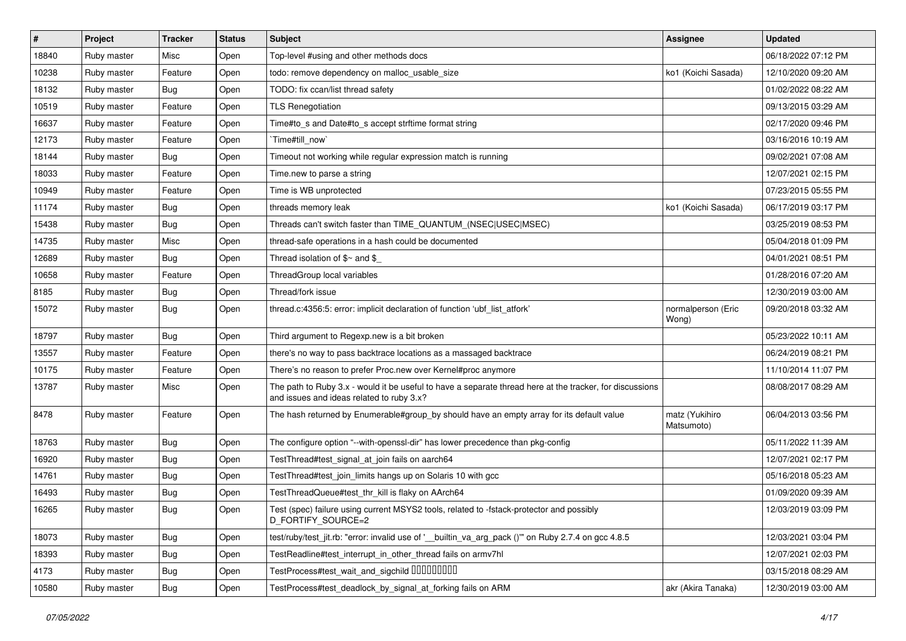| # | Project | Tracker | Status | Subject | Assignee | Updated |
|---|---|---|---|---|---|---|
| 18840 | Ruby master | Misc | Open | Top-level #using and other methods docs | | 06/18/2022 07:12 PM |
| 10238 | Ruby master | Feature | Open | todo: remove dependency on malloc_usable_size | ko1 (Koichi Sasada) | 12/10/2020 09:20 AM |
| 18132 | Ruby master | Bug | Open | TODO: fix ccan/list thread safety | | 01/02/2022 08:22 AM |
| 10519 | Ruby master | Feature | Open | TLS Renegotiation | | 09/13/2015 03:29 AM |
| 16637 | Ruby master | Feature | Open | Time#to_s and Date#to_s accept strftime format string | | 02/17/2020 09:46 PM |
| 12173 | Ruby master | Feature | Open | `Time#till_now` | | 03/16/2016 10:19 AM |
| 18144 | Ruby master | Bug | Open | Timeout not working while regular expression match is running | | 09/02/2021 07:08 AM |
| 18033 | Ruby master | Feature | Open | Time.new to parse a string | | 12/07/2021 02:15 PM |
| 10949 | Ruby master | Feature | Open | Time is WB unprotected | | 07/23/2015 05:55 PM |
| 11174 | Ruby master | Bug | Open | threads memory leak | ko1 (Koichi Sasada) | 06/17/2019 03:17 PM |
| 15438 | Ruby master | Bug | Open | Threads can't switch faster than TIME_QUANTUM_(NSEC\|USEC\|MSEC) | | 03/25/2019 08:53 PM |
| 14735 | Ruby master | Misc | Open | thread-safe operations in a hash could be documented | | 05/04/2018 01:09 PM |
| 12689 | Ruby master | Bug | Open | Thread isolation of $~ and $_ | | 04/01/2021 08:51 PM |
| 10658 | Ruby master | Feature | Open | ThreadGroup local variables | | 01/28/2016 07:20 AM |
| 8185 | Ruby master | Bug | Open | Thread/fork issue | | 12/30/2019 03:00 AM |
| 15072 | Ruby master | Bug | Open | thread.c:4356:5: error: implicit declaration of function 'ubf_list_atfork' | normalperson (Eric Wong) | 09/20/2018 03:32 AM |
| 18797 | Ruby master | Bug | Open | Third argument to Regexp.new is a bit broken | | 05/23/2022 10:11 AM |
| 13557 | Ruby master | Feature | Open | there's no way to pass backtrace locations as a massaged backtrace | | 06/24/2019 08:21 PM |
| 10175 | Ruby master | Feature | Open | There's no reason to prefer Proc.new over Kernel#proc anymore | | 11/10/2014 11:07 PM |
| 13787 | Ruby master | Misc | Open | The path to Ruby 3.x - would it be useful to have a separate thread here at the tracker, for discussions and issues and ideas related to ruby 3.x? | | 08/08/2017 08:29 AM |
| 8478 | Ruby master | Feature | Open | The hash returned by Enumerable#group_by should have an empty array for its default value | matz (Yukihiro Matsumoto) | 06/04/2013 03:56 PM |
| 18763 | Ruby master | Bug | Open | The configure option "--with-openssl-dir" has lower precedence than pkg-config | | 05/11/2022 11:39 AM |
| 16920 | Ruby master | Bug | Open | TestThread#test_signal_at_join fails on aarch64 | | 12/07/2021 02:17 PM |
| 14761 | Ruby master | Bug | Open | TestThread#test_join_limits hangs up on Solaris 10 with gcc | | 05/16/2018 05:23 AM |
| 16493 | Ruby master | Bug | Open | TestThreadQueue#test_thr_kill is flaky on AArch64 | | 01/09/2020 09:39 AM |
| 16265 | Ruby master | Bug | Open | Test (spec) failure using current MSYS2 tools, related to -fstack-protector and possibly D_FORTIFY_SOURCE=2 | | 12/03/2019 03:09 PM |
| 18073 | Ruby master | Bug | Open | test/ruby/test_jit.rb: "error: invalid use of '__builtin_va_arg_pack ()'" on Ruby 2.7.4 on gcc 4.8.5 | | 12/03/2021 03:04 PM |
| 18393 | Ruby master | Bug | Open | TestReadline#test_interrupt_in_other_thread fails on armv7hl | | 12/07/2021 02:03 PM |
| 4173 | Ruby master | Bug | Open | TestProcess#test_wait_and_sigchild □□□□□□□□□ | | 03/15/2018 08:29 AM |
| 10580 | Ruby master | Bug | Open | TestProcess#test_deadlock_by_signal_at_forking fails on ARM | akr (Akira Tanaka) | 12/30/2019 03:00 AM |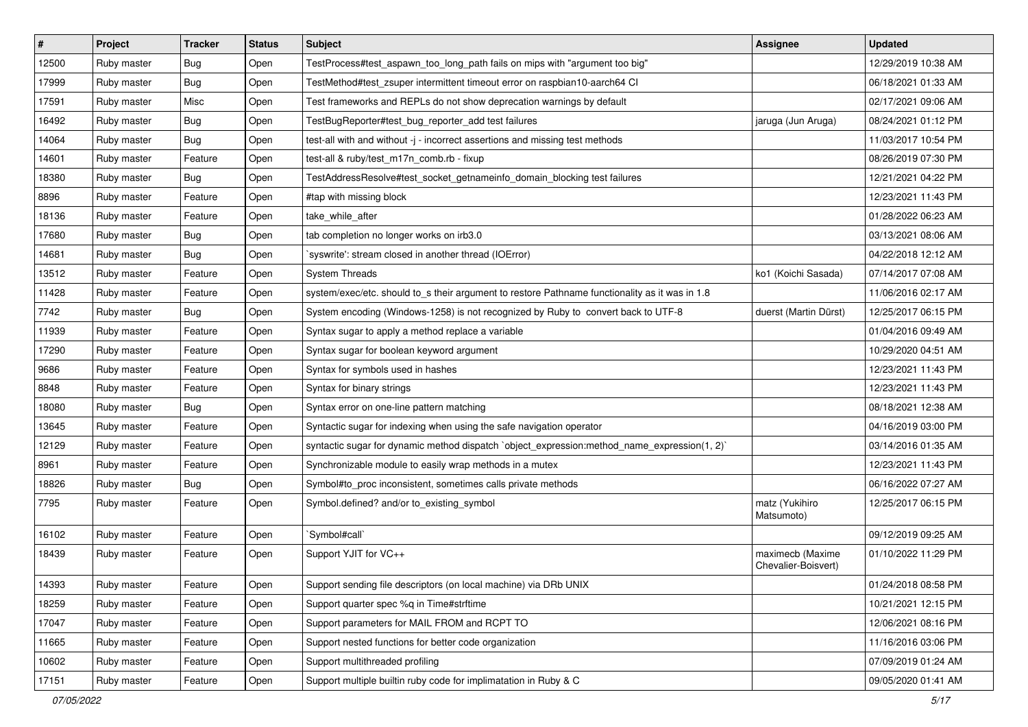| # | Project | Tracker | Status | Subject | Assignee | Updated |
|---|---|---|---|---|---|---|
| 12500 | Ruby master | Bug | Open | TestProcess#test_aspawn_too_long_path fails on mips with "argument too big" | | 12/29/2019 10:38 AM |
| 17999 | Ruby master | Bug | Open | TestMethod#test_zsuper intermittent timeout error on raspbian10-aarch64 CI | | 06/18/2021 01:33 AM |
| 17591 | Ruby master | Misc | Open | Test frameworks and REPLs do not show deprecation warnings by default | | 02/17/2021 09:06 AM |
| 16492 | Ruby master | Bug | Open | TestBugReporter#test_bug_reporter_add test failures | jaruga (Jun Aruga) | 08/24/2021 01:12 PM |
| 14064 | Ruby master | Bug | Open | test-all with and without -j - incorrect assertions and missing test methods | | 11/03/2017 10:54 PM |
| 14601 | Ruby master | Feature | Open | test-all & ruby/test_m17n_comb.rb - fixup | | 08/26/2019 07:30 PM |
| 18380 | Ruby master | Bug | Open | TestAddressResolve#test_socket_getnameinfo_domain_blocking test failures | | 12/21/2021 04:22 PM |
| 8896 | Ruby master | Feature | Open | #tap with missing block | | 12/23/2021 11:43 PM |
| 18136 | Ruby master | Feature | Open | take_while_after | | 01/28/2022 06:23 AM |
| 17680 | Ruby master | Bug | Open | tab completion no longer works on irb3.0 | | 03/13/2021 08:06 AM |
| 14681 | Ruby master | Bug | Open | `syswrite': stream closed in another thread (IOError) | | 04/22/2018 12:12 AM |
| 13512 | Ruby master | Feature | Open | System Threads | ko1 (Koichi Sasada) | 07/14/2017 07:08 AM |
| 11428 | Ruby master | Feature | Open | system/exec/etc. should to_s their argument to restore Pathname functionality as it was in 1.8 | | 11/06/2016 02:17 AM |
| 7742 | Ruby master | Bug | Open | System encoding (Windows-1258) is not recognized by Ruby to convert back to UTF-8 | duerst (Martin Dürst) | 12/25/2017 06:15 PM |
| 11939 | Ruby master | Feature | Open | Syntax sugar to apply a method replace a variable | | 01/04/2016 09:49 AM |
| 17290 | Ruby master | Feature | Open | Syntax sugar for boolean keyword argument | | 10/29/2020 04:51 AM |
| 9686 | Ruby master | Feature | Open | Syntax for symbols used in hashes | | 12/23/2021 11:43 PM |
| 8848 | Ruby master | Feature | Open | Syntax for binary strings | | 12/23/2021 11:43 PM |
| 18080 | Ruby master | Bug | Open | Syntax error on one-line pattern matching | | 08/18/2021 12:38 AM |
| 13645 | Ruby master | Feature | Open | Syntactic sugar for indexing when using the safe navigation operator | | 04/16/2019 03:00 PM |
| 12129 | Ruby master | Feature | Open | syntactic sugar for dynamic method dispatch `object_expression:method_name_expression(1, 2)` | | 03/14/2016 01:35 AM |
| 8961 | Ruby master | Feature | Open | Synchronizable module to easily wrap methods in a mutex | | 12/23/2021 11:43 PM |
| 18826 | Ruby master | Bug | Open | Symbol#to_proc inconsistent, sometimes calls private methods | | 06/16/2022 07:27 AM |
| 7795 | Ruby master | Feature | Open | Symbol.defined? and/or to_existing_symbol | matz (Yukihiro Matsumoto) | 12/25/2017 06:15 PM |
| 16102 | Ruby master | Feature | Open | `Symbol#call` | | 09/12/2019 09:25 AM |
| 18439 | Ruby master | Feature | Open | Support YJIT for VC++ | maximecb (Maxime Chevalier-Boisvert) | 01/10/2022 11:29 PM |
| 14393 | Ruby master | Feature | Open | Support sending file descriptors (on local machine) via DRb UNIX | | 01/24/2018 08:58 PM |
| 18259 | Ruby master | Feature | Open | Support quarter spec %q in Time#strftime | | 10/21/2021 12:15 PM |
| 17047 | Ruby master | Feature | Open | Support parameters for MAIL FROM and RCPT TO | | 12/06/2021 08:16 PM |
| 11665 | Ruby master | Feature | Open | Support nested functions for better code organization | | 11/16/2016 03:06 PM |
| 10602 | Ruby master | Feature | Open | Support multithreaded profiling | | 07/09/2019 01:24 AM |
| 17151 | Ruby master | Feature | Open | Support multiple builtin ruby code for implimatation in Ruby & C | | 09/05/2020 01:41 AM |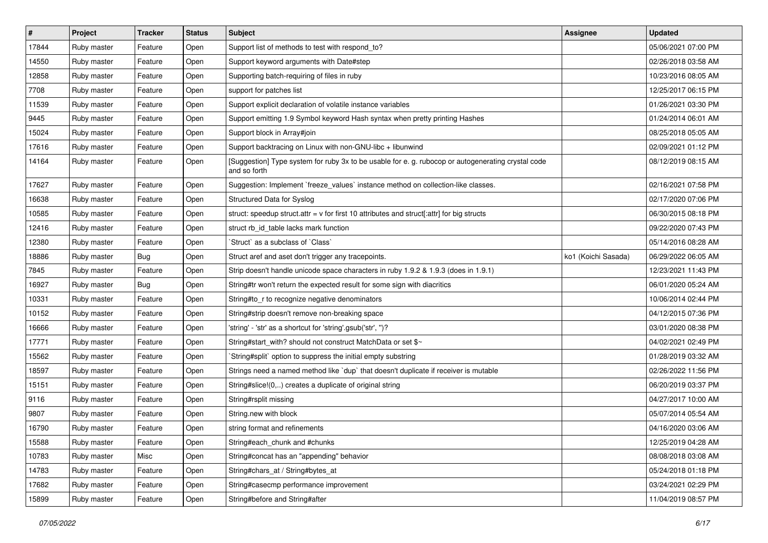| # | Project | Tracker | Status | Subject | Assignee | Updated |
|---|---|---|---|---|---|---|
| 17844 | Ruby master | Feature | Open | Support list of methods to test with respond_to? | | 05/06/2021 07:00 PM |
| 14550 | Ruby master | Feature | Open | Support keyword arguments with Date#step | | 02/26/2018 03:58 AM |
| 12858 | Ruby master | Feature | Open | Supporting batch-requiring of files in ruby | | 10/23/2016 08:05 AM |
| 7708 | Ruby master | Feature | Open | support for patches list | | 12/25/2017 06:15 PM |
| 11539 | Ruby master | Feature | Open | Support explicit declaration of volatile instance variables | | 01/26/2021 03:30 PM |
| 9445 | Ruby master | Feature | Open | Support emitting 1.9 Symbol keyword Hash syntax when pretty printing Hashes | | 01/24/2014 06:01 AM |
| 15024 | Ruby master | Feature | Open | Support block in Array#join | | 08/25/2018 05:05 AM |
| 17616 | Ruby master | Feature | Open | Support backtracing on Linux with non-GNU-libc + libunwind | | 02/09/2021 01:12 PM |
| 14164 | Ruby master | Feature | Open | [Suggestion] Type system for ruby 3x to be usable for e. g. rubocop or autogenerating crystal code and so forth | | 08/12/2019 08:15 AM |
| 17627 | Ruby master | Feature | Open | Suggestion: Implement `freeze_values` instance method on collection-like classes. | | 02/16/2021 07:58 PM |
| 16638 | Ruby master | Feature | Open | Structured Data for Syslog | | 02/17/2020 07:06 PM |
| 10585 | Ruby master | Feature | Open | struct: speedup struct.attr = v for first 10 attributes and struct[:attr] for big structs | | 06/30/2015 08:18 PM |
| 12416 | Ruby master | Feature | Open | struct rb_id_table lacks mark function | | 09/22/2020 07:43 PM |
| 12380 | Ruby master | Feature | Open | `Struct` as a subclass of `Class` | | 05/14/2016 08:28 AM |
| 18886 | Ruby master | Bug | Open | Struct aref and aset don't trigger any tracepoints. | ko1 (Koichi Sasada) | 06/29/2022 06:05 AM |
| 7845 | Ruby master | Feature | Open | Strip doesn't handle unicode space characters in ruby 1.9.2 & 1.9.3 (does in 1.9.1) | | 12/23/2021 11:43 PM |
| 16927 | Ruby master | Bug | Open | String#tr won't return the expected result for some sign with diacritics | | 06/01/2020 05:24 AM |
| 10331 | Ruby master | Feature | Open | String#to_r to recognize negative denominators | | 10/06/2014 02:44 PM |
| 10152 | Ruby master | Feature | Open | String#strip doesn't remove non-breaking space | | 04/12/2015 07:36 PM |
| 16666 | Ruby master | Feature | Open | 'string' - 'str' as a shortcut for 'string'.gsub('str', '')? | | 03/01/2020 08:38 PM |
| 17771 | Ruby master | Feature | Open | String#start_with? should not construct MatchData or set $~ | | 04/02/2021 02:49 PM |
| 15562 | Ruby master | Feature | Open | `String#split` option to suppress the initial empty substring | | 01/28/2019 03:32 AM |
| 18597 | Ruby master | Feature | Open | Strings need a named method like `dup` that doesn't duplicate if receiver is mutable | | 02/26/2022 11:56 PM |
| 15151 | Ruby master | Feature | Open | String#slice!(0,..) creates a duplicate of original string | | 06/20/2019 03:37 PM |
| 9116 | Ruby master | Feature | Open | String#rsplit missing | | 04/27/2017 10:00 AM |
| 9807 | Ruby master | Feature | Open | String.new with block | | 05/07/2014 05:54 AM |
| 16790 | Ruby master | Feature | Open | string format and refinements | | 04/16/2020 03:06 AM |
| 15588 | Ruby master | Feature | Open | String#each_chunk and #chunks | | 12/25/2019 04:28 AM |
| 10783 | Ruby master | Misc | Open | String#concat has an "appending" behavior | | 08/08/2018 03:08 AM |
| 14783 | Ruby master | Feature | Open | String#chars_at / String#bytes_at | | 05/24/2018 01:18 PM |
| 17682 | Ruby master | Feature | Open | String#casecmp performance improvement | | 03/24/2021 02:29 PM |
| 15899 | Ruby master | Feature | Open | String#before and String#after | | 11/04/2019 08:57 PM |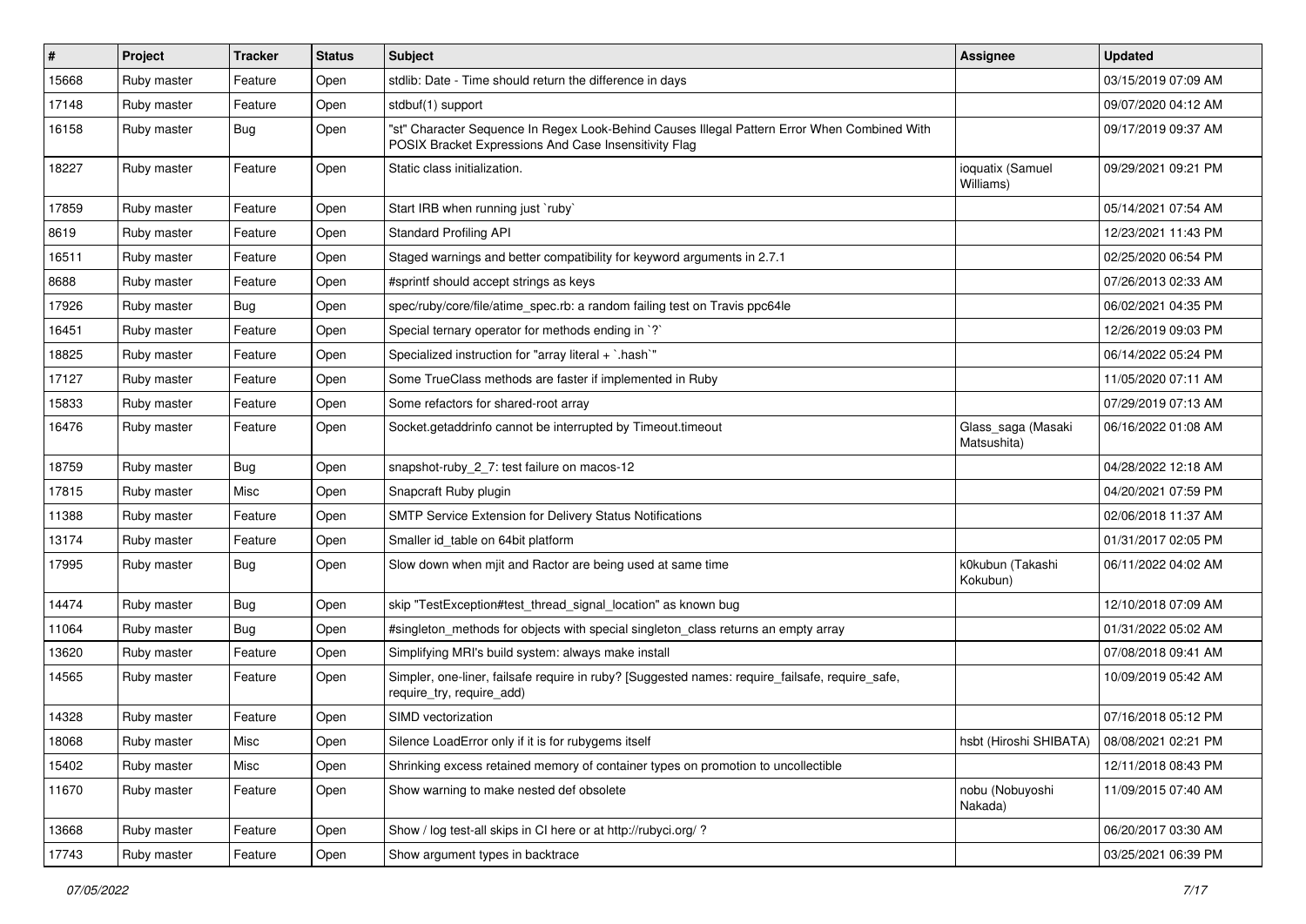| # | Project | Tracker | Status | Subject | Assignee | Updated |
|---|---|---|---|---|---|---|
| 15668 | Ruby master | Feature | Open | stdlib: Date - Time should return the difference in days | | 03/15/2019 07:09 AM |
| 17148 | Ruby master | Feature | Open | stdbuf(1) support | | 09/07/2020 04:12 AM |
| 16158 | Ruby master | Bug | Open | "st" Character Sequence In Regex Look-Behind Causes Illegal Pattern Error When Combined With POSIX Bracket Expressions And Case Insensitivity Flag | | 09/17/2019 09:37 AM |
| 18227 | Ruby master | Feature | Open | Static class initialization. | ioquatix (Samuel Williams) | 09/29/2021 09:21 PM |
| 17859 | Ruby master | Feature | Open | Start IRB when running just `ruby` | | 05/14/2021 07:54 AM |
| 8619 | Ruby master | Feature | Open | Standard Profiling API | | 12/23/2021 11:43 PM |
| 16511 | Ruby master | Feature | Open | Staged warnings and better compatibility for keyword arguments in 2.7.1 | | 02/25/2020 06:54 PM |
| 8688 | Ruby master | Feature | Open | #sprintf should accept strings as keys | | 07/26/2013 02:33 AM |
| 17926 | Ruby master | Bug | Open | spec/ruby/core/file/atime_spec.rb: a random failing test on Travis ppc64le | | 06/02/2021 04:35 PM |
| 16451 | Ruby master | Feature | Open | Special ternary operator for methods ending in `?` | | 12/26/2019 09:03 PM |
| 18825 | Ruby master | Feature | Open | Specialized instruction for "array literal + `.hash`" | | 06/14/2022 05:24 PM |
| 17127 | Ruby master | Feature | Open | Some TrueClass methods are faster if implemented in Ruby | | 11/05/2020 07:11 AM |
| 15833 | Ruby master | Feature | Open | Some refactors for shared-root array | | 07/29/2019 07:13 AM |
| 16476 | Ruby master | Feature | Open | Socket.getaddrinfo cannot be interrupted by Timeout.timeout | Glass_saga (Masaki Matsushita) | 06/16/2022 01:08 AM |
| 18759 | Ruby master | Bug | Open | snapshot-ruby_2_7: test failure on macos-12 | | 04/28/2022 12:18 AM |
| 17815 | Ruby master | Misc | Open | Snapcraft Ruby plugin | | 04/20/2021 07:59 PM |
| 11388 | Ruby master | Feature | Open | SMTP Service Extension for Delivery Status Notifications | | 02/06/2018 11:37 AM |
| 13174 | Ruby master | Feature | Open | Smaller id_table on 64bit platform | | 01/31/2017 02:05 PM |
| 17995 | Ruby master | Bug | Open | Slow down when mjit and Ractor are being used at same time | k0kubun (Takashi Kokubun) | 06/11/2022 04:02 AM |
| 14474 | Ruby master | Bug | Open | skip "TestException#test_thread_signal_location" as known bug | | 12/10/2018 07:09 AM |
| 11064 | Ruby master | Bug | Open | #singleton_methods for objects with special singleton_class returns an empty array | | 01/31/2022 05:02 AM |
| 13620 | Ruby master | Feature | Open | Simplifying MRI's build system: always make install | | 07/08/2018 09:41 AM |
| 14565 | Ruby master | Feature | Open | Simpler, one-liner, failsafe require in ruby? [Suggested names: require_failsafe, require_safe, require_try, require_add) | | 10/09/2019 05:42 AM |
| 14328 | Ruby master | Feature | Open | SIMD vectorization | | 07/16/2018 05:12 PM |
| 18068 | Ruby master | Misc | Open | Silence LoadError only if it is for rubygems itself | hsbt (Hiroshi SHIBATA) | 08/08/2021 02:21 PM |
| 15402 | Ruby master | Misc | Open | Shrinking excess retained memory of container types on promotion to uncollectible | | 12/11/2018 08:43 PM |
| 11670 | Ruby master | Feature | Open | Show warning to make nested def obsolete | nobu (Nobuyoshi Nakada) | 11/09/2015 07:40 AM |
| 13668 | Ruby master | Feature | Open | Show / log test-all skips in CI here or at http://rubyci.org/ ? | | 06/20/2017 03:30 AM |
| 17743 | Ruby master | Feature | Open | Show argument types in backtrace | | 03/25/2021 06:39 PM |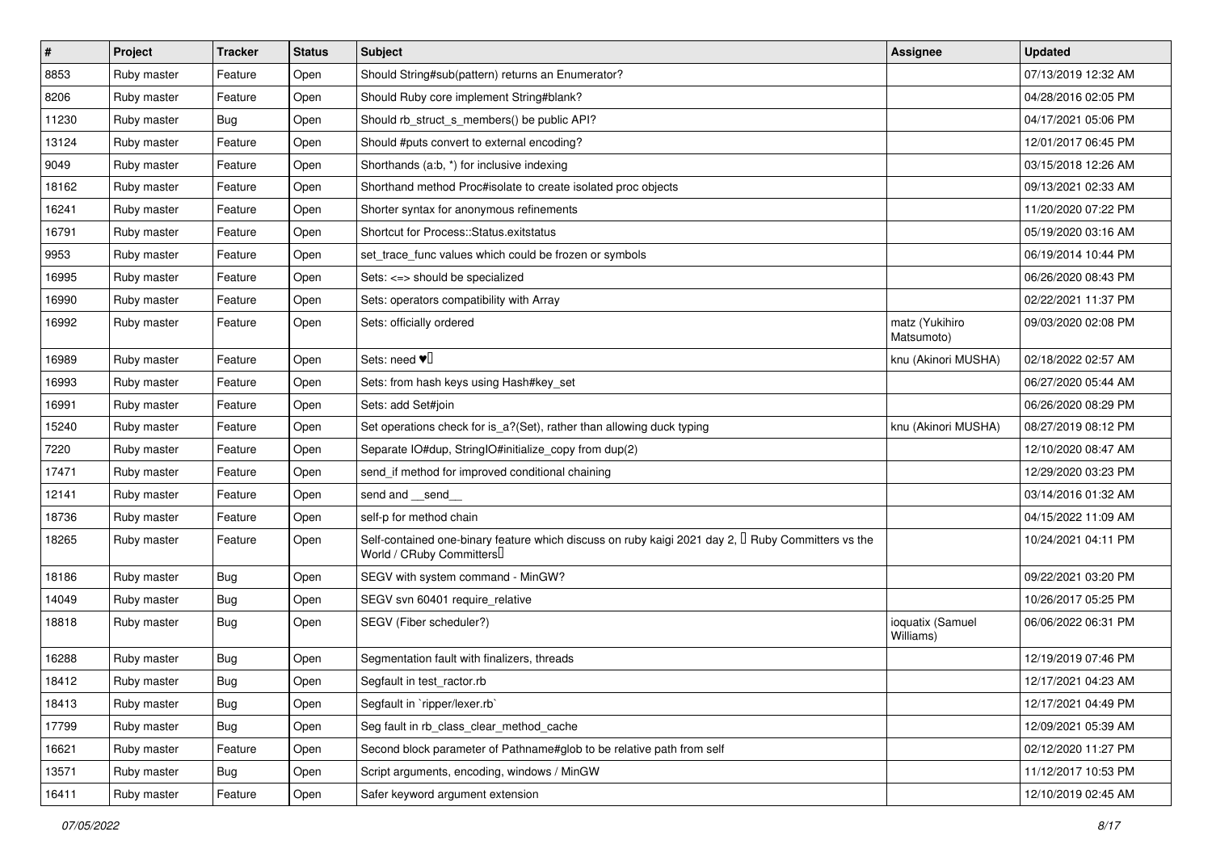| # | Project | Tracker | Status | Subject | Assignee | Updated |
|---|---|---|---|---|---|---|
| 8853 | Ruby master | Feature | Open | Should String#sub(pattern) returns an Enumerator? | | 07/13/2019 12:32 AM |
| 8206 | Ruby master | Feature | Open | Should Ruby core implement String#blank? | | 04/28/2016 02:05 PM |
| 11230 | Ruby master | Bug | Open | Should rb_struct_s_members() be public API? | | 04/17/2021 05:06 PM |
| 13124 | Ruby master | Feature | Open | Should #puts convert to external encoding? | | 12/01/2017 06:45 PM |
| 9049 | Ruby master | Feature | Open | Shorthands (a:b, *) for inclusive indexing | | 03/15/2018 12:26 AM |
| 18162 | Ruby master | Feature | Open | Shorthand method Proc#isolate to create isolated proc objects | | 09/13/2021 02:33 AM |
| 16241 | Ruby master | Feature | Open | Shorter syntax for anonymous refinements | | 11/20/2020 07:22 PM |
| 16791 | Ruby master | Feature | Open | Shortcut for Process::Status.exitstatus | | 05/19/2020 03:16 AM |
| 9953 | Ruby master | Feature | Open | set_trace_func values which could be frozen or symbols | | 06/19/2014 10:44 PM |
| 16995 | Ruby master | Feature | Open | Sets: <=> should be specialized | | 06/26/2020 08:43 PM |
| 16990 | Ruby master | Feature | Open | Sets: operators compatibility with Array | | 02/22/2021 11:37 PM |
| 16992 | Ruby master | Feature | Open | Sets: officially ordered | matz (Yukihiro Matsumoto) | 09/03/2020 02:08 PM |
| 16989 | Ruby master | Feature | Open | Sets: need ♥️ | knu (Akinori MUSHA) | 02/18/2022 02:57 AM |
| 16993 | Ruby master | Feature | Open | Sets: from hash keys using Hash#key_set | | 06/27/2020 05:44 AM |
| 16991 | Ruby master | Feature | Open | Sets: add Set#join | | 06/26/2020 08:29 PM |
| 15240 | Ruby master | Feature | Open | Set operations check for is_a?(Set), rather than allowing duck typing | knu (Akinori MUSHA) | 08/27/2019 08:12 PM |
| 7220 | Ruby master | Feature | Open | Separate IO#dup, StringIO#initialize_copy from dup(2) | | 12/10/2020 08:47 AM |
| 17471 | Ruby master | Feature | Open | send_if method for improved conditional chaining | | 12/29/2020 03:23 PM |
| 12141 | Ruby master | Feature | Open | send and __send__ | | 03/14/2016 01:32 AM |
| 18736 | Ruby master | Feature | Open | self-p for method chain | | 04/15/2022 11:09 AM |
| 18265 | Ruby master | Feature | Open | Self-contained one-binary feature which discuss on ruby kaigi 2021 day 2, 「Ruby Committers vs the World / CRuby Committers」 | | 10/24/2021 04:11 PM |
| 18186 | Ruby master | Bug | Open | SEGV with system command - MinGW? | | 09/22/2021 03:20 PM |
| 14049 | Ruby master | Bug | Open | SEGV svn 60401 require_relative | | 10/26/2017 05:25 PM |
| 18818 | Ruby master | Bug | Open | SEGV (Fiber scheduler?) | ioquatix (Samuel Williams) | 06/06/2022 06:31 PM |
| 16288 | Ruby master | Bug | Open | Segmentation fault with finalizers, threads | | 12/19/2019 07:46 PM |
| 18412 | Ruby master | Bug | Open | Segfault in test_ractor.rb | | 12/17/2021 04:23 AM |
| 18413 | Ruby master | Bug | Open | Segfault in `ripper/lexer.rb` | | 12/17/2021 04:49 PM |
| 17799 | Ruby master | Bug | Open | Seg fault in rb_class_clear_method_cache | | 12/09/2021 05:39 AM |
| 16621 | Ruby master | Feature | Open | Second block parameter of Pathname#glob to be relative path from self | | 02/12/2020 11:27 PM |
| 13571 | Ruby master | Bug | Open | Script arguments, encoding, windows / MinGW | | 11/12/2017 10:53 PM |
| 16411 | Ruby master | Feature | Open | Safer keyword argument extension | | 12/10/2019 02:45 AM |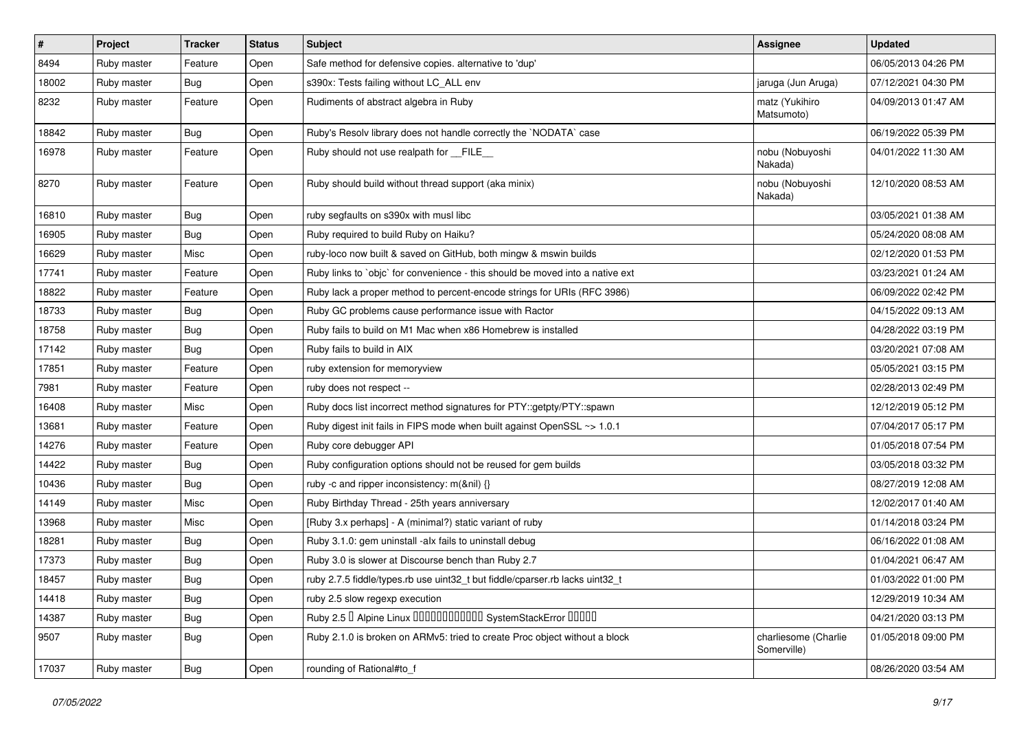| # | Project | Tracker | Status | Subject | Assignee | Updated |
|---|---|---|---|---|---|---|
| 8494 | Ruby master | Feature | Open | Safe method for defensive copies. alternative to 'dup' | | 06/05/2013 04:26 PM |
| 18002 | Ruby master | Bug | Open | s390x: Tests failing without LC_ALL env | jaruga (Jun Aruga) | 07/12/2021 04:30 PM |
| 8232 | Ruby master | Feature | Open | Rudiments of abstract algebra in Ruby | matz (Yukihiro Matsumoto) | 04/09/2013 01:47 AM |
| 18842 | Ruby master | Bug | Open | Ruby's Resolv library does not handle correctly the `NODATA` case | | 06/19/2022 05:39 PM |
| 16978 | Ruby master | Feature | Open | Ruby should not use realpath for __FILE__ | nobu (Nobuyoshi Nakada) | 04/01/2022 11:30 AM |
| 8270 | Ruby master | Feature | Open | Ruby should build without thread support (aka minix) | nobu (Nobuyoshi Nakada) | 12/10/2020 08:53 AM |
| 16810 | Ruby master | Bug | Open | ruby segfaults on s390x with musl libc | | 03/05/2021 01:38 AM |
| 16905 | Ruby master | Bug | Open | Ruby required to build Ruby on Haiku? | | 05/24/2020 08:08 AM |
| 16629 | Ruby master | Misc | Open | ruby-loco now built & saved on GitHub, both mingw & mswin builds | | 02/12/2020 01:53 PM |
| 17741 | Ruby master | Feature | Open | Ruby links to `objc` for convenience - this should be moved into a native ext | | 03/23/2021 01:24 AM |
| 18822 | Ruby master | Feature | Open | Ruby lack a proper method to percent-encode strings for URIs (RFC 3986) | | 06/09/2022 02:42 PM |
| 18733 | Ruby master | Bug | Open | Ruby GC problems cause performance issue with Ractor | | 04/15/2022 09:13 AM |
| 18758 | Ruby master | Bug | Open | Ruby fails to build on M1 Mac when x86 Homebrew is installed | | 04/28/2022 03:19 PM |
| 17142 | Ruby master | Bug | Open | Ruby fails to build in AIX | | 03/20/2021 07:08 AM |
| 17851 | Ruby master | Feature | Open | ruby extension for memoryview | | 05/05/2021 03:15 PM |
| 7981 | Ruby master | Feature | Open | ruby does not respect -- | | 02/28/2013 02:49 PM |
| 16408 | Ruby master | Misc | Open | Ruby docs list incorrect method signatures for PTY::getpty/PTY::spawn | | 12/12/2019 05:12 PM |
| 13681 | Ruby master | Feature | Open | Ruby digest init fails in FIPS mode when built against OpenSSL ~> 1.0.1 | | 07/04/2017 05:17 PM |
| 14276 | Ruby master | Feature | Open | Ruby core debugger API | | 01/05/2018 07:54 PM |
| 14422 | Ruby master | Bug | Open | Ruby configuration options should not be reused for gem builds | | 03/05/2018 03:32 PM |
| 10436 | Ruby master | Bug | Open | ruby -c and ripper inconsistency: m(&nil) {} | | 08/27/2019 12:08 AM |
| 14149 | Ruby master | Misc | Open | Ruby Birthday Thread - 25th years anniversary | | 12/02/2017 01:40 AM |
| 13968 | Ruby master | Misc | Open | [Ruby 3.x perhaps] - A (minimal?) static variant of ruby | | 01/14/2018 03:24 PM |
| 18281 | Ruby master | Bug | Open | Ruby 3.1.0: gem uninstall -alx fails to uninstall debug | | 06/16/2022 01:08 AM |
| 17373 | Ruby master | Bug | Open | Ruby 3.0 is slower at Discourse bench than Ruby 2.7 | | 01/04/2021 06:47 AM |
| 18457 | Ruby master | Bug | Open | ruby 2.7.5 fiddle/types.rb use uint32_t but fiddle/cparser.rb lacks uint32_t | | 01/03/2022 01:00 PM |
| 14418 | Ruby master | Bug | Open | ruby 2.5 slow regexp execution | | 12/29/2019 10:34 AM |
| 14387 | Ruby master | Bug | Open | Ruby 2.5 � Alpine Linux ������������ SystemStackError ����� | | 04/21/2020 03:13 PM |
| 9507 | Ruby master | Bug | Open | Ruby 2.1.0 is broken on ARMv5: tried to create Proc object without a block | charliesome (Charlie Somerville) | 01/05/2018 09:00 PM |
| 17037 | Ruby master | Bug | Open | rounding of Rational#to_f | | 08/26/2020 03:54 AM |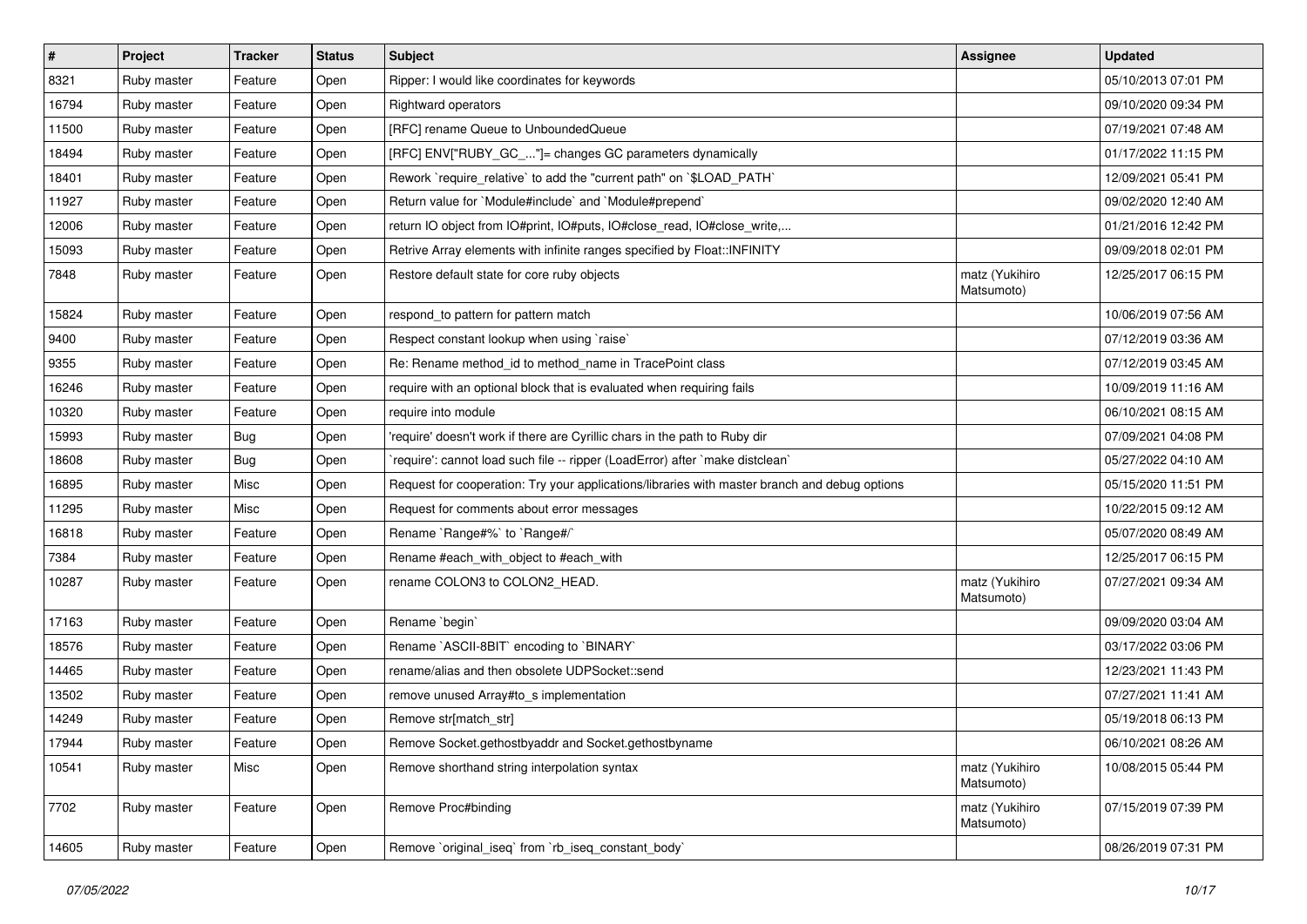| # | Project | Tracker | Status | Subject | Assignee | Updated |
|---|---|---|---|---|---|---|
| 8321 | Ruby master | Feature | Open | Ripper: I would like coordinates for keywords | | 05/10/2013 07:01 PM |
| 16794 | Ruby master | Feature | Open | Rightward operators | | 09/10/2020 09:34 PM |
| 11500 | Ruby master | Feature | Open | [RFC] rename Queue to UnboundedQueue | | 07/19/2021 07:48 AM |
| 18494 | Ruby master | Feature | Open | [RFC] ENV["RUBY_GC_..."]= changes GC parameters dynamically | | 01/17/2022 11:15 PM |
| 18401 | Ruby master | Feature | Open | Rework `require_relative` to add the "current path" on `$LOAD_PATH` | | 12/09/2021 05:41 PM |
| 11927 | Ruby master | Feature | Open | Return value for `Module#include` and `Module#prepend` | | 09/02/2020 12:40 AM |
| 12006 | Ruby master | Feature | Open | return IO object from IO#print, IO#puts, IO#close_read, IO#close_write,... | | 01/21/2016 12:42 PM |
| 15093 | Ruby master | Feature | Open | Retrive Array elements with infinite ranges specified by Float::INFINITY | | 09/09/2018 02:01 PM |
| 7848 | Ruby master | Feature | Open | Restore default state for core ruby objects | matz (Yukihiro Matsumoto) | 12/25/2017 06:15 PM |
| 15824 | Ruby master | Feature | Open | respond_to pattern for pattern match | | 10/06/2019 07:56 AM |
| 9400 | Ruby master | Feature | Open | Respect constant lookup when using `raise` | | 07/12/2019 03:36 AM |
| 9355 | Ruby master | Feature | Open | Re: Rename method_id to method_name in TracePoint class | | 07/12/2019 03:45 AM |
| 16246 | Ruby master | Feature | Open | require with an optional block that is evaluated when requiring fails | | 10/09/2019 11:16 AM |
| 10320 | Ruby master | Feature | Open | require into module | | 06/10/2021 08:15 AM |
| 15993 | Ruby master | Bug | Open | 'require' doesn't work if there are Cyrillic chars in the path to Ruby dir | | 07/09/2021 04:08 PM |
| 18608 | Ruby master | Bug | Open | `require': cannot load such file -- ripper (LoadError) after `make distclean` | | 05/27/2022 04:10 AM |
| 16895 | Ruby master | Misc | Open | Request for cooperation: Try your applications/libraries with master branch and debug options | | 05/15/2020 11:51 PM |
| 11295 | Ruby master | Misc | Open | Request for comments about error messages | | 10/22/2015 09:12 AM |
| 16818 | Ruby master | Feature | Open | Rename `Range#%` to `Range#/` | | 05/07/2020 08:49 AM |
| 7384 | Ruby master | Feature | Open | Rename #each_with_object to #each_with | | 12/25/2017 06:15 PM |
| 10287 | Ruby master | Feature | Open | rename COLON3 to COLON2_HEAD. | matz (Yukihiro Matsumoto) | 07/27/2021 09:34 AM |
| 17163 | Ruby master | Feature | Open | Rename `begin` | | 09/09/2020 03:04 AM |
| 18576 | Ruby master | Feature | Open | Rename `ASCII-8BIT` encoding to `BINARY` | | 03/17/2022 03:06 PM |
| 14465 | Ruby master | Feature | Open | rename/alias and then obsolete UDPSocket::send | | 12/23/2021 11:43 PM |
| 13502 | Ruby master | Feature | Open | remove unused Array#to_s implementation | | 07/27/2021 11:41 AM |
| 14249 | Ruby master | Feature | Open | Remove str[match_str] | | 05/19/2018 06:13 PM |
| 17944 | Ruby master | Feature | Open | Remove Socket.gethostbyaddr and Socket.gethostbyname | | 06/10/2021 08:26 AM |
| 10541 | Ruby master | Misc | Open | Remove shorthand string interpolation syntax | matz (Yukihiro Matsumoto) | 10/08/2015 05:44 PM |
| 7702 | Ruby master | Feature | Open | Remove Proc#binding | matz (Yukihiro Matsumoto) | 07/15/2019 07:39 PM |
| 14605 | Ruby master | Feature | Open | Remove `original_iseq` from `rb_iseq_constant_body` | | 08/26/2019 07:31 PM |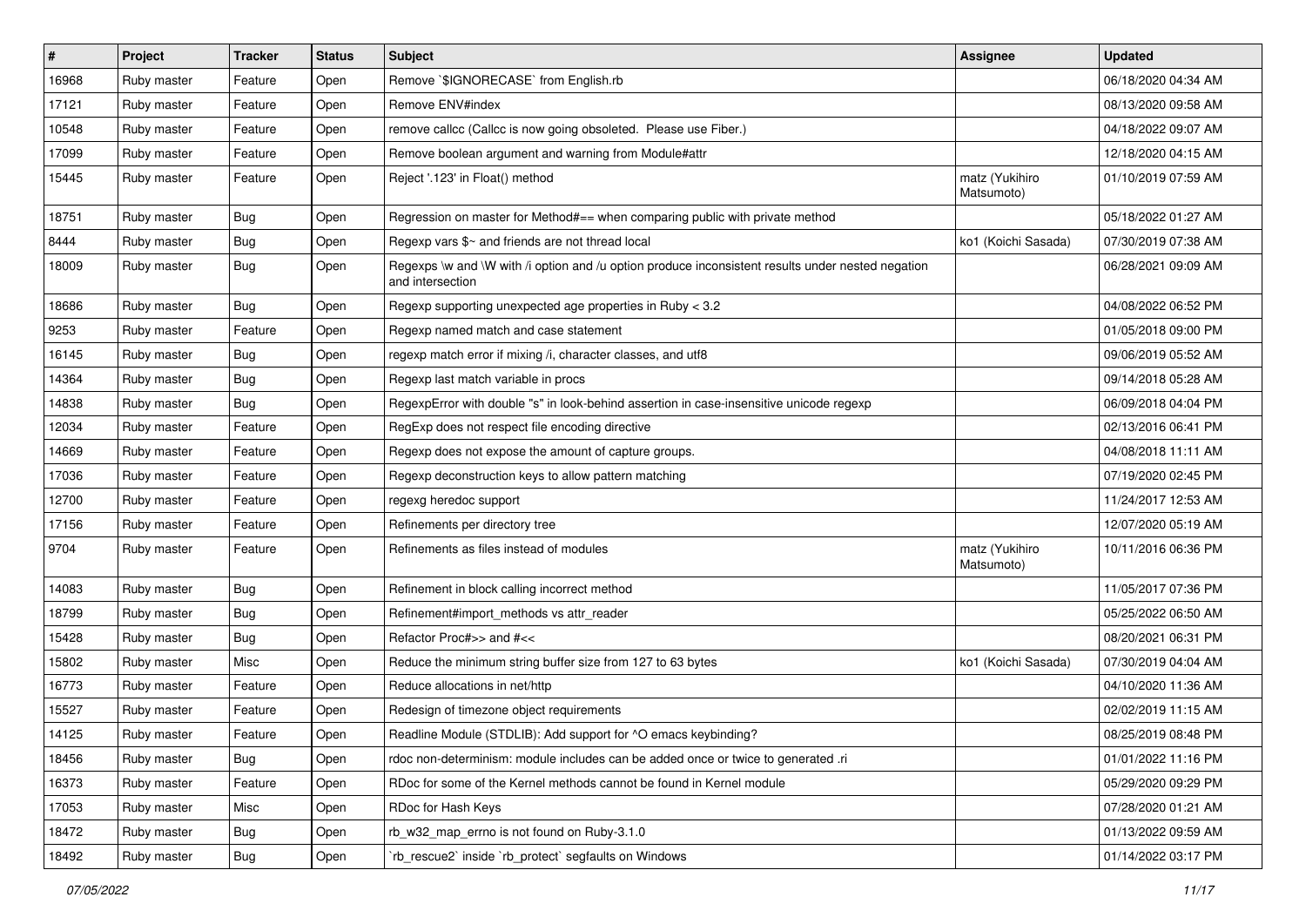| # | Project | Tracker | Status | Subject | Assignee | Updated |
|---|---|---|---|---|---|---|
| 16968 | Ruby master | Feature | Open | Remove `$IGNORECASE` from English.rb | | 06/18/2020 04:34 AM |
| 17121 | Ruby master | Feature | Open | Remove ENV#index | | 08/13/2020 09:58 AM |
| 10548 | Ruby master | Feature | Open | remove callcc (Callcc is now going obsoleted.  Please use Fiber.) | | 04/18/2022 09:07 AM |
| 17099 | Ruby master | Feature | Open | Remove boolean argument and warning from Module#attr | | 12/18/2020 04:15 AM |
| 15445 | Ruby master | Feature | Open | Reject '.123' in Float() method | matz (Yukihiro Matsumoto) | 01/10/2019 07:59 AM |
| 18751 | Ruby master | Bug | Open | Regression on master for Method#== when comparing public with private method | | 05/18/2022 01:27 AM |
| 8444 | Ruby master | Bug | Open | Regexp vars $~ and friends are not thread local | ko1 (Koichi Sasada) | 07/30/2019 07:38 AM |
| 18009 | Ruby master | Bug | Open | Regexps \w and \W with /i option and /u option produce inconsistent results under nested negation and intersection | | 06/28/2021 09:09 AM |
| 18686 | Ruby master | Bug | Open | Regexp supporting unexpected age properties in Ruby < 3.2 | | 04/08/2022 06:52 PM |
| 9253 | Ruby master | Feature | Open | Regexp named match and case statement | | 01/05/2018 09:00 PM |
| 16145 | Ruby master | Bug | Open | regexp match error if mixing /i, character classes, and utf8 | | 09/06/2019 05:52 AM |
| 14364 | Ruby master | Bug | Open | Regexp last match variable in procs | | 09/14/2018 05:28 AM |
| 14838 | Ruby master | Bug | Open | RegexpError with double "s" in look-behind assertion in case-insensitive unicode regexp | | 06/09/2018 04:04 PM |
| 12034 | Ruby master | Feature | Open | RegExp does not respect file encoding directive | | 02/13/2016 06:41 PM |
| 14669 | Ruby master | Feature | Open | Regexp does not expose the amount of capture groups. | | 04/08/2018 11:11 AM |
| 17036 | Ruby master | Feature | Open | Regexp deconstruction keys to allow pattern matching | | 07/19/2020 02:45 PM |
| 12700 | Ruby master | Feature | Open | regexg heredoc support | | 11/24/2017 12:53 AM |
| 17156 | Ruby master | Feature | Open | Refinements per directory tree | | 12/07/2020 05:19 AM |
| 9704 | Ruby master | Feature | Open | Refinements as files instead of modules | matz (Yukihiro Matsumoto) | 10/11/2016 06:36 PM |
| 14083 | Ruby master | Bug | Open | Refinement in block calling incorrect method | | 11/05/2017 07:36 PM |
| 18799 | Ruby master | Bug | Open | Refinement#import_methods vs attr_reader | | 05/25/2022 06:50 AM |
| 15428 | Ruby master | Bug | Open | Refactor Proc#>> and #<< | | 08/20/2021 06:31 PM |
| 15802 | Ruby master | Misc | Open | Reduce the minimum string buffer size from 127 to 63 bytes | ko1 (Koichi Sasada) | 07/30/2019 04:04 AM |
| 16773 | Ruby master | Feature | Open | Reduce allocations in net/http | | 04/10/2020 11:36 AM |
| 15527 | Ruby master | Feature | Open | Redesign of timezone object requirements | | 02/02/2019 11:15 AM |
| 14125 | Ruby master | Feature | Open | Readline Module (STDLIB): Add support for ^O emacs keybinding? | | 08/25/2019 08:48 PM |
| 18456 | Ruby master | Bug | Open | rdoc non-determinism: module includes can be added once or twice to generated .ri | | 01/01/2022 11:16 PM |
| 16373 | Ruby master | Feature | Open | RDoc for some of the Kernel methods cannot be found in Kernel module | | 05/29/2020 09:29 PM |
| 17053 | Ruby master | Misc | Open | RDoc for Hash Keys | | 07/28/2020 01:21 AM |
| 18472 | Ruby master | Bug | Open | rb_w32_map_errno is not found on Ruby-3.1.0 | | 01/13/2022 09:59 AM |
| 18492 | Ruby master | Bug | Open | `rb_rescue2` inside `rb_protect` segfaults on Windows | | 01/14/2022 03:17 PM |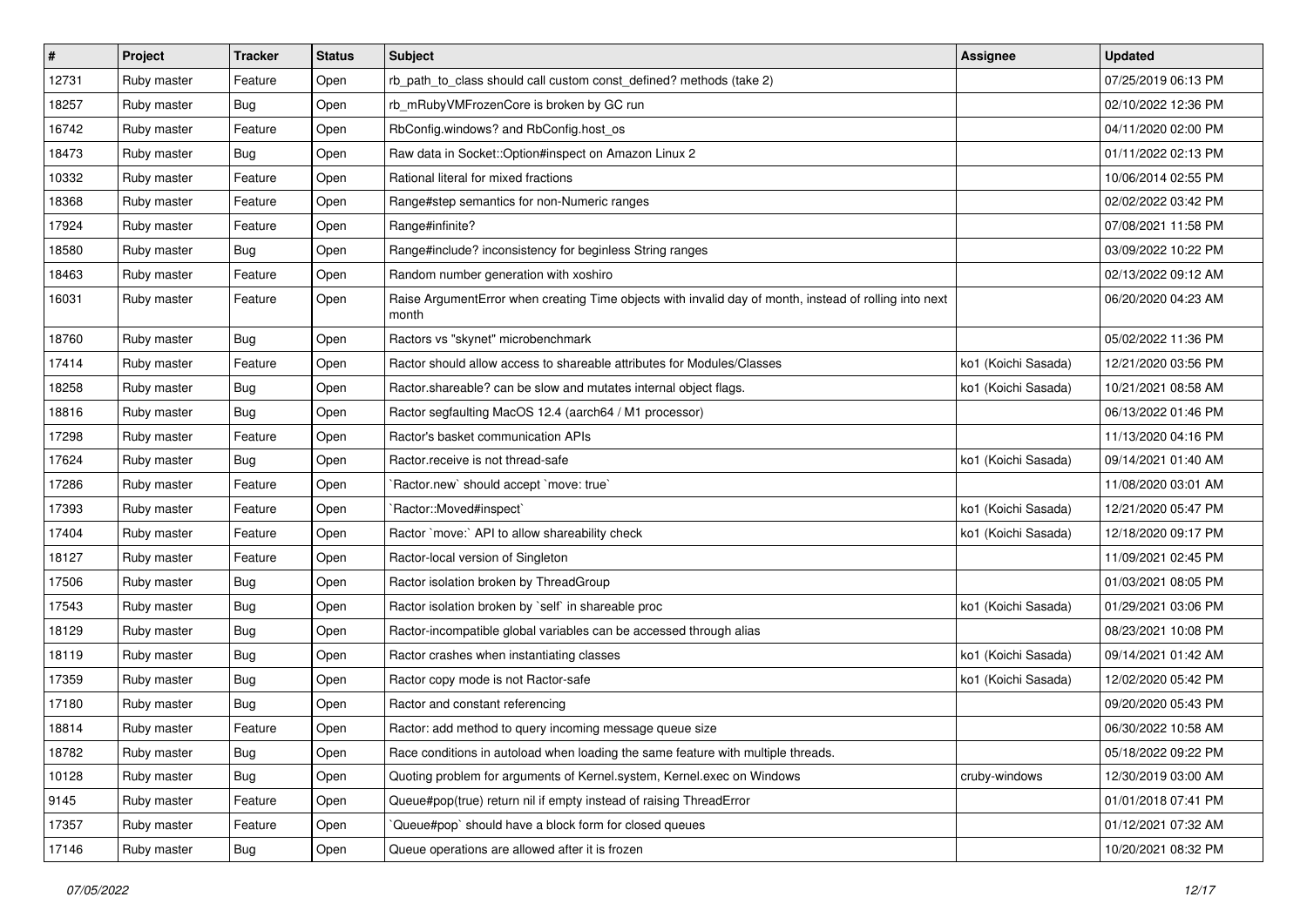| # | Project | Tracker | Status | Subject | Assignee | Updated |
|---|---|---|---|---|---|---|
| 12731 | Ruby master | Feature | Open | rb_path_to_class should call custom const_defined? methods (take 2) | | 07/25/2019 06:13 PM |
| 18257 | Ruby master | Bug | Open | rb_mRubyVMFrozenCore is broken by GC run | | 02/10/2022 12:36 PM |
| 16742 | Ruby master | Feature | Open | RbConfig.windows? and RbConfig.host_os | | 04/11/2020 02:00 PM |
| 18473 | Ruby master | Bug | Open | Raw data in Socket::Option#inspect on Amazon Linux 2 | | 01/11/2022 02:13 PM |
| 10332 | Ruby master | Feature | Open | Rational literal for mixed fractions | | 10/06/2014 02:55 PM |
| 18368 | Ruby master | Feature | Open | Range#step semantics for non-Numeric ranges | | 02/02/2022 03:42 PM |
| 17924 | Ruby master | Feature | Open | Range#infinite? | | 07/08/2021 11:58 PM |
| 18580 | Ruby master | Bug | Open | Range#include? inconsistency for beginless String ranges | | 03/09/2022 10:22 PM |
| 18463 | Ruby master | Feature | Open | Random number generation with xoshiro | | 02/13/2022 09:12 AM |
| 16031 | Ruby master | Feature | Open | Raise ArgumentError when creating Time objects with invalid day of month, instead of rolling into next month | | 06/20/2020 04:23 AM |
| 18760 | Ruby master | Bug | Open | Ractors vs "skynet" microbenchmark | | 05/02/2022 11:36 PM |
| 17414 | Ruby master | Feature | Open | Ractor should allow access to shareable attributes for Modules/Classes | ko1 (Koichi Sasada) | 12/21/2020 03:56 PM |
| 18258 | Ruby master | Bug | Open | Ractor.shareable? can be slow and mutates internal object flags. | ko1 (Koichi Sasada) | 10/21/2021 08:58 AM |
| 18816 | Ruby master | Bug | Open | Ractor segfaulting MacOS 12.4 (aarch64 / M1 processor) | | 06/13/2022 01:46 PM |
| 17298 | Ruby master | Feature | Open | Ractor's basket communication APIs | | 11/13/2020 04:16 PM |
| 17624 | Ruby master | Bug | Open | Ractor.receive is not thread-safe | ko1 (Koichi Sasada) | 09/14/2021 01:40 AM |
| 17286 | Ruby master | Feature | Open | `Ractor.new` should accept `move: true` | | 11/08/2020 03:01 AM |
| 17393 | Ruby master | Feature | Open | `Ractor::Moved#inspect` | ko1 (Koichi Sasada) | 12/21/2020 05:47 PM |
| 17404 | Ruby master | Feature | Open | Ractor `move:` API to allow shareability check | ko1 (Koichi Sasada) | 12/18/2020 09:17 PM |
| 18127 | Ruby master | Feature | Open | Ractor-local version of Singleton | | 11/09/2021 02:45 PM |
| 17506 | Ruby master | Bug | Open | Ractor isolation broken by ThreadGroup | | 01/03/2021 08:05 PM |
| 17543 | Ruby master | Bug | Open | Ractor isolation broken by `self` in shareable proc | ko1 (Koichi Sasada) | 01/29/2021 03:06 PM |
| 18129 | Ruby master | Bug | Open | Ractor-incompatible global variables can be accessed through alias | | 08/23/2021 10:08 PM |
| 18119 | Ruby master | Bug | Open | Ractor crashes when instantiating classes | ko1 (Koichi Sasada) | 09/14/2021 01:42 AM |
| 17359 | Ruby master | Bug | Open | Ractor copy mode is not Ractor-safe | ko1 (Koichi Sasada) | 12/02/2020 05:42 PM |
| 17180 | Ruby master | Bug | Open | Ractor and constant referencing | | 09/20/2020 05:43 PM |
| 18814 | Ruby master | Feature | Open | Ractor: add method to query incoming message queue size | | 06/30/2022 10:58 AM |
| 18782 | Ruby master | Bug | Open | Race conditions in autoload when loading the same feature with multiple threads. | | 05/18/2022 09:22 PM |
| 10128 | Ruby master | Bug | Open | Quoting problem for arguments of Kernel.system, Kernel.exec on Windows | cruby-windows | 12/30/2019 03:00 AM |
| 9145 | Ruby master | Feature | Open | Queue#pop(true) return nil if empty instead of raising ThreadError | | 01/01/2018 07:41 PM |
| 17357 | Ruby master | Feature | Open | `Queue#pop` should have a block form for closed queues | | 01/12/2021 07:32 AM |
| 17146 | Ruby master | Bug | Open | Queue operations are allowed after it is frozen | | 10/20/2021 08:32 PM |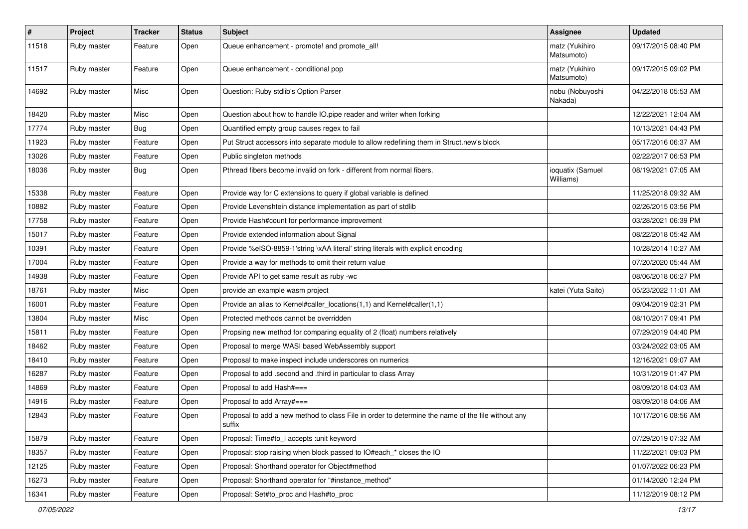| # | Project | Tracker | Status | Subject | Assignee | Updated |
|---|---|---|---|---|---|---|
| 11518 | Ruby master | Feature | Open | Queue enhancement - promote! and promote_all! | matz (Yukihiro Matsumoto) | 09/17/2015 08:40 PM |
| 11517 | Ruby master | Feature | Open | Queue enhancement - conditional pop | matz (Yukihiro Matsumoto) | 09/17/2015 09:02 PM |
| 14692 | Ruby master | Misc | Open | Question: Ruby stdlib's Option Parser | nobu (Nobuyoshi Nakada) | 04/22/2018 05:53 AM |
| 18420 | Ruby master | Misc | Open | Question about how to handle IO.pipe reader and writer when forking | | 12/22/2021 12:04 AM |
| 17774 | Ruby master | Bug | Open | Quantified empty group causes regex to fail | | 10/13/2021 04:43 PM |
| 11923 | Ruby master | Feature | Open | Put Struct accessors into separate module to allow redefining them in Struct.new's block | | 05/17/2016 06:37 AM |
| 13026 | Ruby master | Feature | Open | Public singleton methods | | 02/22/2017 06:53 PM |
| 18036 | Ruby master | Bug | Open | Pthread fibers become invalid on fork - different from normal fibers. | ioquatix (Samuel Williams) | 08/19/2021 07:05 AM |
| 15338 | Ruby master | Feature | Open | Provide way for C extensions to query if global variable is defined | | 11/25/2018 09:32 AM |
| 10882 | Ruby master | Feature | Open | Provide Levenshtein distance implementation as part of stdlib | | 02/26/2015 03:56 PM |
| 17758 | Ruby master | Feature | Open | Provide Hash#count for performance improvement | | 03/28/2021 06:39 PM |
| 15017 | Ruby master | Feature | Open | Provide extended information about Signal | | 08/22/2018 05:42 AM |
| 10391 | Ruby master | Feature | Open | Provide %eISO-8859-1'string \xAA literal' string literals with explicit encoding | | 10/28/2014 10:27 AM |
| 17004 | Ruby master | Feature | Open | Provide a way for methods to omit their return value | | 07/20/2020 05:44 AM |
| 14938 | Ruby master | Feature | Open | Provide API to get same result as ruby -wc | | 08/06/2018 06:27 PM |
| 18761 | Ruby master | Misc | Open | provide an example wasm project | katei (Yuta Saito) | 05/23/2022 11:01 AM |
| 16001 | Ruby master | Feature | Open | Provide an alias to Kernel#caller_locations(1,1) and Kernel#caller(1,1) | | 09/04/2019 02:31 PM |
| 13804 | Ruby master | Misc | Open | Protected methods cannot be overridden | | 08/10/2017 09:41 PM |
| 15811 | Ruby master | Feature | Open | Propsing new method for comparing equality of 2 (float) numbers relatively | | 07/29/2019 04:40 PM |
| 18462 | Ruby master | Feature | Open | Proposal to merge WASI based WebAssembly support | | 03/24/2022 03:05 AM |
| 18410 | Ruby master | Feature | Open | Proposal to make inspect include underscores on numerics | | 12/16/2021 09:07 AM |
| 16287 | Ruby master | Feature | Open | Proposal to add .second and .third in particular to class Array | | 10/31/2019 01:47 PM |
| 14869 | Ruby master | Feature | Open | Proposal to add Hash#=== | | 08/09/2018 04:03 AM |
| 14916 | Ruby master | Feature | Open | Proposal to add Array#=== | | 08/09/2018 04:06 AM |
| 12843 | Ruby master | Feature | Open | Proposal to add a new method to class File in order to determine the name of the file without any suffix | | 10/17/2016 08:56 AM |
| 15879 | Ruby master | Feature | Open | Proposal: Time#to_i accepts :unit keyword | | 07/29/2019 07:32 AM |
| 18357 | Ruby master | Feature | Open | Proposal: stop raising when block passed to IO#each_* closes the IO | | 11/22/2021 09:03 PM |
| 12125 | Ruby master | Feature | Open | Proposal: Shorthand operator for Object#method | | 01/07/2022 06:23 PM |
| 16273 | Ruby master | Feature | Open | Proposal: Shorthand operator for "#instance_method" | | 01/14/2020 12:24 PM |
| 16341 | Ruby master | Feature | Open | Proposal: Set#to_proc and Hash#to_proc | | 11/12/2019 08:12 PM |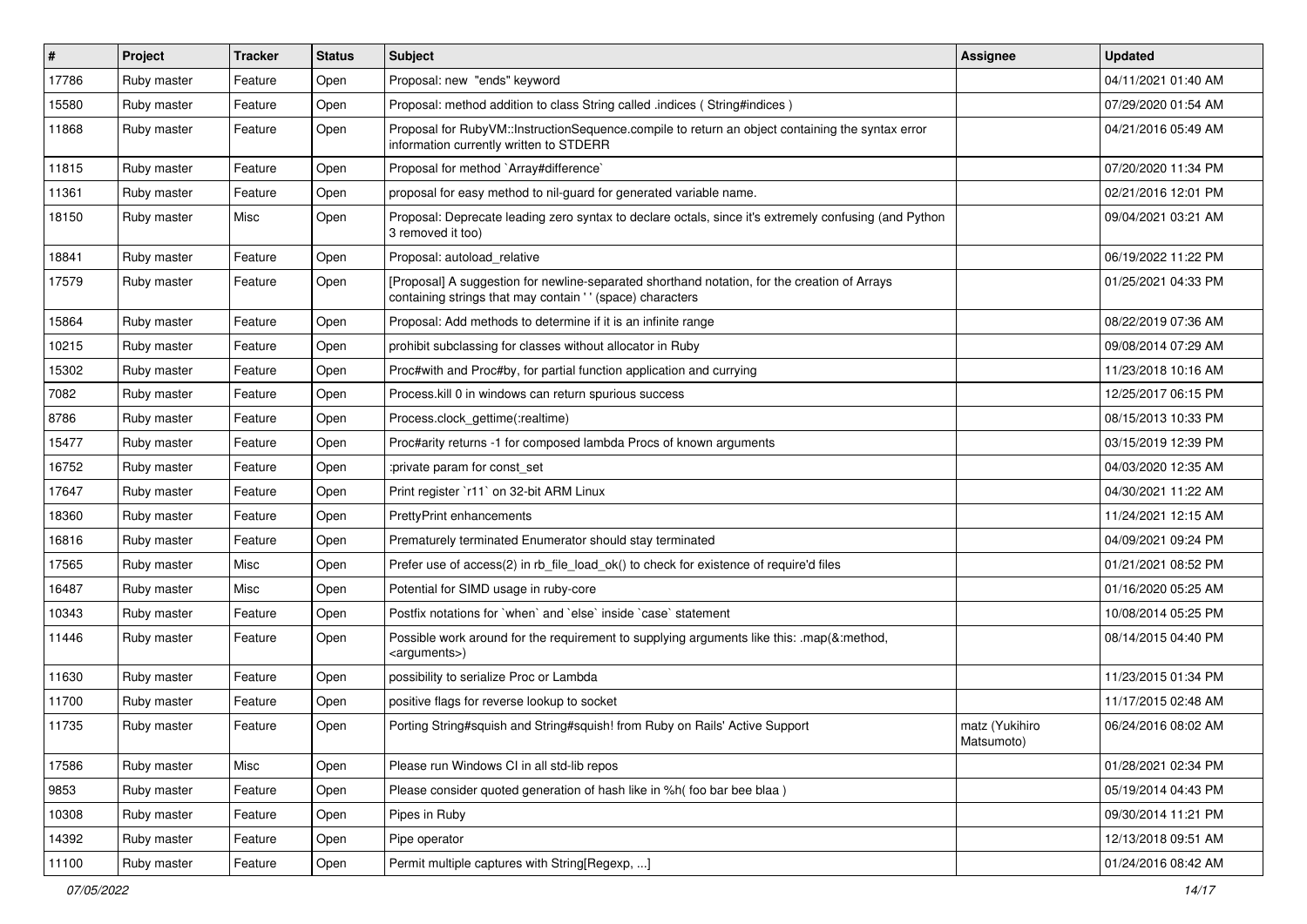| # | Project | Tracker | Status | Subject | Assignee | Updated |
|---|---|---|---|---|---|---|
| 17786 | Ruby master | Feature | Open | Proposal: new "ends" keyword | | 04/11/2021 01:40 AM |
| 15580 | Ruby master | Feature | Open | Proposal: method addition to class String called .indices ( String#indices ) | | 07/29/2020 01:54 AM |
| 11868 | Ruby master | Feature | Open | Proposal for RubyVM::InstructionSequence.compile to return an object containing the syntax error information currently written to STDERR | | 04/21/2016 05:49 AM |
| 11815 | Ruby master | Feature | Open | Proposal for method `Array#difference` | | 07/20/2020 11:34 PM |
| 11361 | Ruby master | Feature | Open | proposal for easy method to nil-guard for generated variable name. | | 02/21/2016 12:01 PM |
| 18150 | Ruby master | Misc | Open | Proposal: Deprecate leading zero syntax to declare octals, since it's extremely confusing (and Python 3 removed it too) | | 09/04/2021 03:21 AM |
| 18841 | Ruby master | Feature | Open | Proposal: autoload_relative | | 06/19/2022 11:22 PM |
| 17579 | Ruby master | Feature | Open | [Proposal] A suggestion for newline-separated shorthand notation, for the creation of Arrays containing strings that may contain ' ' (space) characters | | 01/25/2021 04:33 PM |
| 15864 | Ruby master | Feature | Open | Proposal: Add methods to determine if it is an infinite range | | 08/22/2019 07:36 AM |
| 10215 | Ruby master | Feature | Open | prohibit subclassing for classes without allocator in Ruby | | 09/08/2014 07:29 AM |
| 15302 | Ruby master | Feature | Open | Proc#with and Proc#by, for partial function application and currying | | 11/23/2018 10:16 AM |
| 7082 | Ruby master | Feature | Open | Process.kill 0 in windows can return spurious success | | 12/25/2017 06:15 PM |
| 8786 | Ruby master | Feature | Open | Process.clock_gettime(:realtime) | | 08/15/2013 10:33 PM |
| 15477 | Ruby master | Feature | Open | Proc#arity returns -1 for composed lambda Procs of known arguments | | 03/15/2019 12:39 PM |
| 16752 | Ruby master | Feature | Open | :private param for const_set | | 04/03/2020 12:35 AM |
| 17647 | Ruby master | Feature | Open | Print register `r11` on 32-bit ARM Linux | | 04/30/2021 11:22 AM |
| 18360 | Ruby master | Feature | Open | PrettyPrint enhancements | | 11/24/2021 12:15 AM |
| 16816 | Ruby master | Feature | Open | Prematurely terminated Enumerator should stay terminated | | 04/09/2021 09:24 PM |
| 17565 | Ruby master | Misc | Open | Prefer use of access(2) in rb_file_load_ok() to check for existence of require'd files | | 01/21/2021 08:52 PM |
| 16487 | Ruby master | Misc | Open | Potential for SIMD usage in ruby-core | | 01/16/2020 05:25 AM |
| 10343 | Ruby master | Feature | Open | Postfix notations for `when` and `else` inside `case` statement | | 10/08/2014 05:25 PM |
| 11446 | Ruby master | Feature | Open | Possible work around for the requirement to supplying arguments like this: .map(&:method, <arguments>) | | 08/14/2015 04:40 PM |
| 11630 | Ruby master | Feature | Open | possibility to serialize Proc or Lambda | | 11/23/2015 01:34 PM |
| 11700 | Ruby master | Feature | Open | positive flags for reverse lookup to socket | | 11/17/2015 02:48 AM |
| 11735 | Ruby master | Feature | Open | Porting String#squish and String#squish! from Ruby on Rails' Active Support | matz (Yukihiro Matsumoto) | 06/24/2016 08:02 AM |
| 17586 | Ruby master | Misc | Open | Please run Windows CI in all std-lib repos | | 01/28/2021 02:34 PM |
| 9853 | Ruby master | Feature | Open | Please consider quoted generation of hash like in %h( foo bar bee blaa ) | | 05/19/2014 04:43 PM |
| 10308 | Ruby master | Feature | Open | Pipes in Ruby | | 09/30/2014 11:21 PM |
| 14392 | Ruby master | Feature | Open | Pipe operator | | 12/13/2018 09:51 AM |
| 11100 | Ruby master | Feature | Open | Permit multiple captures with String[Regexp, ...] | | 01/24/2016 08:42 AM |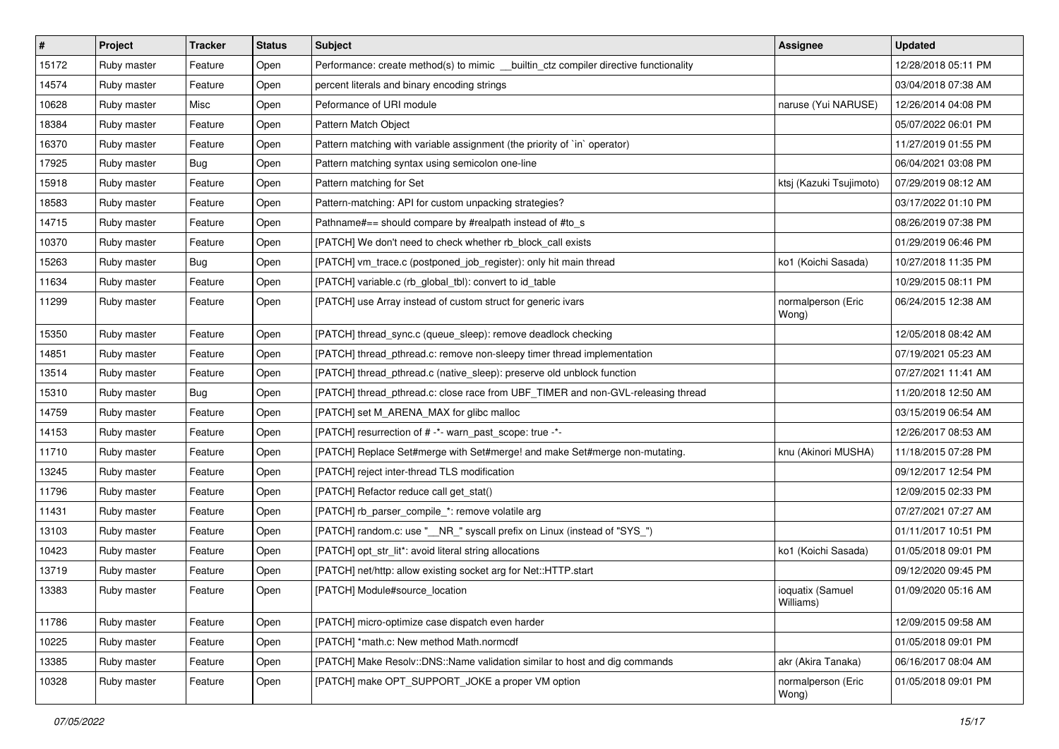| # | Project | Tracker | Status | Subject | Assignee | Updated |
|---|---|---|---|---|---|---|
| 15172 | Ruby master | Feature | Open | Performance: create method(s) to mimic __builtin_ctz compiler directive functionality | | 12/28/2018 05:11 PM |
| 14574 | Ruby master | Feature | Open | percent literals and binary encoding strings | | 03/04/2018 07:38 AM |
| 10628 | Ruby master | Misc | Open | Peformance of URI module | naruse (Yui NARUSE) | 12/26/2014 04:08 PM |
| 18384 | Ruby master | Feature | Open | Pattern Match Object | | 05/07/2022 06:01 PM |
| 16370 | Ruby master | Feature | Open | Pattern matching with variable assignment (the priority of `in` operator) | | 11/27/2019 01:55 PM |
| 17925 | Ruby master | Bug | Open | Pattern matching syntax using semicolon one-line | | 06/04/2021 03:08 PM |
| 15918 | Ruby master | Feature | Open | Pattern matching for Set | ktsj (Kazuki Tsujimoto) | 07/29/2019 08:12 AM |
| 18583 | Ruby master | Feature | Open | Pattern-matching: API for custom unpacking strategies? | | 03/17/2022 01:10 PM |
| 14715 | Ruby master | Feature | Open | Pathname#== should compare by #realpath instead of #to_s | | 08/26/2019 07:38 PM |
| 10370 | Ruby master | Feature | Open | [PATCH] We don't need to check whether rb_block_call exists | | 01/29/2019 06:46 PM |
| 15263 | Ruby master | Bug | Open | [PATCH] vm_trace.c (postponed_job_register): only hit main thread | ko1 (Koichi Sasada) | 10/27/2018 11:35 PM |
| 11634 | Ruby master | Feature | Open | [PATCH] variable.c (rb_global_tbl): convert to id_table | | 10/29/2015 08:11 PM |
| 11299 | Ruby master | Feature | Open | [PATCH] use Array instead of custom struct for generic ivars | normalperson (Eric Wong) | 06/24/2015 12:38 AM |
| 15350 | Ruby master | Feature | Open | [PATCH] thread_sync.c (queue_sleep): remove deadlock checking | | 12/05/2018 08:42 AM |
| 14851 | Ruby master | Feature | Open | [PATCH] thread_pthread.c: remove non-sleepy timer thread implementation | | 07/19/2021 05:23 AM |
| 13514 | Ruby master | Feature | Open | [PATCH] thread_pthread.c (native_sleep): preserve old unblock function | | 07/27/2021 11:41 AM |
| 15310 | Ruby master | Bug | Open | [PATCH] thread_pthread.c: close race from UBF_TIMER and non-GVL-releasing thread | | 11/20/2018 12:50 AM |
| 14759 | Ruby master | Feature | Open | [PATCH] set M_ARENA_MAX for glibc malloc | | 03/15/2019 06:54 AM |
| 14153 | Ruby master | Feature | Open | [PATCH] resurrection of # -*- warn_past_scope: true -*- | | 12/26/2017 08:53 AM |
| 11710 | Ruby master | Feature | Open | [PATCH] Replace Set#merge with Set#merge! and make Set#merge non-mutating. | knu (Akinori MUSHA) | 11/18/2015 07:28 PM |
| 13245 | Ruby master | Feature | Open | [PATCH] reject inter-thread TLS modification | | 09/12/2017 12:54 PM |
| 11796 | Ruby master | Feature | Open | [PATCH] Refactor reduce call get_stat() | | 12/09/2015 02:33 PM |
| 11431 | Ruby master | Feature | Open | [PATCH] rb_parser_compile_*: remove volatile arg | | 07/27/2021 07:27 AM |
| 13103 | Ruby master | Feature | Open | [PATCH] random.c: use "__NR_" syscall prefix on Linux (instead of "SYS_") | | 01/11/2017 10:51 PM |
| 10423 | Ruby master | Feature | Open | [PATCH] opt_str_lit*: avoid literal string allocations | ko1 (Koichi Sasada) | 01/05/2018 09:01 PM |
| 13719 | Ruby master | Feature | Open | [PATCH] net/http: allow existing socket arg for Net::HTTP.start | | 09/12/2020 09:45 PM |
| 13383 | Ruby master | Feature | Open | [PATCH] Module#source_location | ioquatix (Samuel Williams) | 01/09/2020 05:16 AM |
| 11786 | Ruby master | Feature | Open | [PATCH] micro-optimize case dispatch even harder | | 12/09/2015 09:58 AM |
| 10225 | Ruby master | Feature | Open | [PATCH] *math.c: New method Math.normcdf | | 01/05/2018 09:01 PM |
| 13385 | Ruby master | Feature | Open | [PATCH] Make Resolv::DNS::Name validation similar to host and dig commands | akr (Akira Tanaka) | 06/16/2017 08:04 AM |
| 10328 | Ruby master | Feature | Open | [PATCH] make OPT_SUPPORT_JOKE a proper VM option | normalperson (Eric Wong) | 01/05/2018 09:01 PM |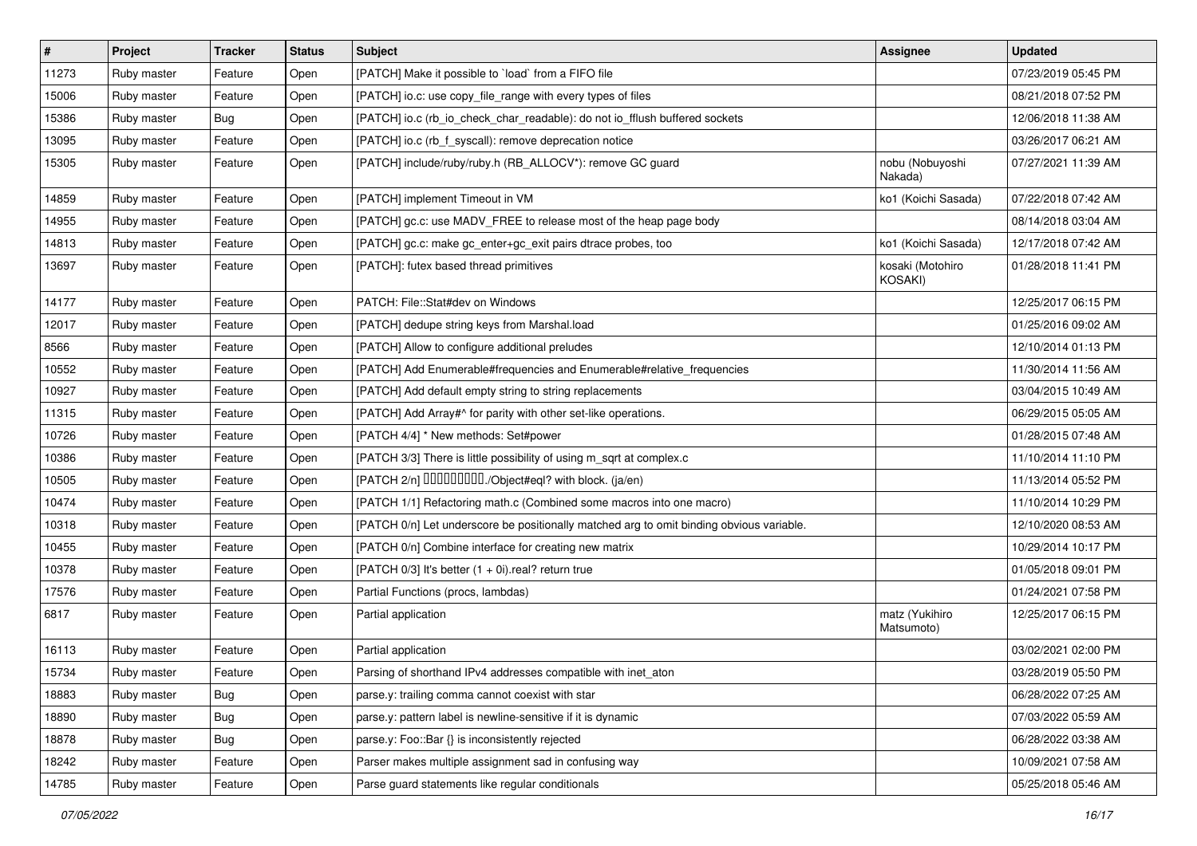| # | Project | Tracker | Status | Subject | Assignee | Updated |
|---|---|---|---|---|---|---|
| 11273 | Ruby master | Feature | Open | [PATCH] Make it possible to `load` from a FIFO file | | 07/23/2019 05:45 PM |
| 15006 | Ruby master | Feature | Open | [PATCH] io.c: use copy_file_range with every types of files | | 08/21/2018 07:52 PM |
| 15386 | Ruby master | Bug | Open | [PATCH] io.c (rb_io_check_char_readable): do not io_fflush buffered sockets | | 12/06/2018 11:38 AM |
| 13095 | Ruby master | Feature | Open | [PATCH] io.c (rb_f_syscall): remove deprecation notice | | 03/26/2017 06:21 AM |
| 15305 | Ruby master | Feature | Open | [PATCH] include/ruby/ruby.h (RB_ALLOCV*): remove GC guard | nobu (Nobuyoshi Nakada) | 07/27/2021 11:39 AM |
| 14859 | Ruby master | Feature | Open | [PATCH] implement Timeout in VM | ko1 (Koichi Sasada) | 07/22/2018 07:42 AM |
| 14955 | Ruby master | Feature | Open | [PATCH] gc.c: use MADV_FREE to release most of the heap page body | | 08/14/2018 03:04 AM |
| 14813 | Ruby master | Feature | Open | [PATCH] gc.c: make gc_enter+gc_exit pairs dtrace probes, too | ko1 (Koichi Sasada) | 12/17/2018 07:42 AM |
| 13697 | Ruby master | Feature | Open | [PATCH]: futex based thread primitives | kosaki (Motohiro KOSAKI) | 01/28/2018 11:41 PM |
| 14177 | Ruby master | Feature | Open | PATCH: File::Stat#dev on Windows | | 12/25/2017 06:15 PM |
| 12017 | Ruby master | Feature | Open | [PATCH] dedupe string keys from Marshal.load | | 01/25/2016 09:02 AM |
| 8566 | Ruby master | Feature | Open | [PATCH] Allow to configure additional preludes | | 12/10/2014 01:13 PM |
| 10552 | Ruby master | Feature | Open | [PATCH] Add Enumerable#frequencies and Enumerable#relative_frequencies | | 11/30/2014 11:56 AM |
| 10927 | Ruby master | Feature | Open | [PATCH] Add default empty string to string replacements | | 03/04/2015 10:49 AM |
| 11315 | Ruby master | Feature | Open | [PATCH] Add Array#^ for parity with other set-like operations. | | 06/29/2015 05:05 AM |
| 10726 | Ruby master | Feature | Open | [PATCH 4/4] * New methods: Set#power | | 01/28/2015 07:48 AM |
| 10386 | Ruby master | Feature | Open | [PATCH 3/3] There is little possibility of using m_sqrt at complex.c | | 11/10/2014 11:10 PM |
| 10505 | Ruby master | Feature | Open | [PATCH 2/n] □□□□□□□□□./Object#eql? with block. (ja/en) | | 11/13/2014 05:52 PM |
| 10474 | Ruby master | Feature | Open | [PATCH 1/1] Refactoring math.c (Combined some macros into one macro) | | 11/10/2014 10:29 PM |
| 10318 | Ruby master | Feature | Open | [PATCH 0/n] Let underscore be positionally matched arg to omit binding obvious variable. | | 12/10/2020 08:53 AM |
| 10455 | Ruby master | Feature | Open | [PATCH 0/n] Combine interface for creating new matrix | | 10/29/2014 10:17 PM |
| 10378 | Ruby master | Feature | Open | [PATCH 0/3] It's better (1 + 0i).real? return true | | 01/05/2018 09:01 PM |
| 17576 | Ruby master | Feature | Open | Partial Functions (procs, lambdas) | | 01/24/2021 07:58 PM |
| 6817 | Ruby master | Feature | Open | Partial application | matz (Yukihiro Matsumoto) | 12/25/2017 06:15 PM |
| 16113 | Ruby master | Feature | Open | Partial application | | 03/02/2021 02:00 PM |
| 15734 | Ruby master | Feature | Open | Parsing of shorthand IPv4 addresses compatible with inet_aton | | 03/28/2019 05:50 PM |
| 18883 | Ruby master | Bug | Open | parse.y: trailing comma cannot coexist with star | | 06/28/2022 07:25 AM |
| 18890 | Ruby master | Bug | Open | parse.y: pattern label is newline-sensitive if it is dynamic | | 07/03/2022 05:59 AM |
| 18878 | Ruby master | Bug | Open | parse.y: Foo::Bar {} is inconsistently rejected | | 06/28/2022 03:38 AM |
| 18242 | Ruby master | Feature | Open | Parser makes multiple assignment sad in confusing way | | 10/09/2021 07:58 AM |
| 14785 | Ruby master | Feature | Open | Parse guard statements like regular conditionals | | 05/25/2018 05:46 AM |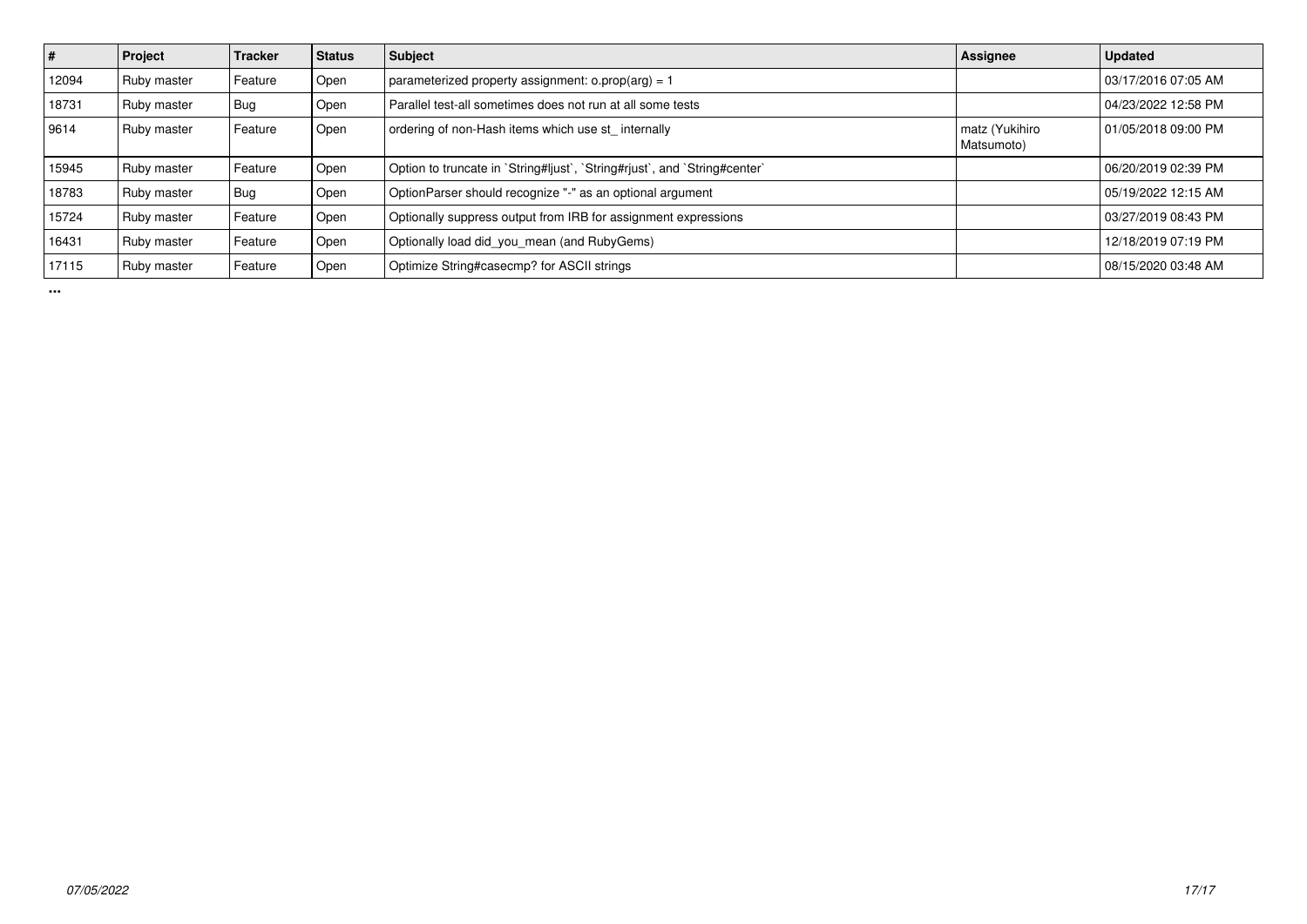| # | Project | Tracker | Status | Subject | Assignee | Updated |
|---|---|---|---|---|---|---|
| 12094 | Ruby master | Feature | Open | parameterized property assignment: o.prop(arg) = 1 | | 03/17/2016 07:05 AM |
| 18731 | Ruby master | Bug | Open | Parallel test-all sometimes does not run at all some tests | | 04/23/2022 12:58 PM |
| 9614 | Ruby master | Feature | Open | ordering of non-Hash items which use st_ internally | matz (Yukihiro Matsumoto) | 01/05/2018 09:00 PM |
| 15945 | Ruby master | Feature | Open | Option to truncate in `String#ljust`, `String#rjust`, and `String#center` | | 06/20/2019 02:39 PM |
| 18783 | Ruby master | Bug | Open | OptionParser should recognize "-" as an optional argument | | 05/19/2022 12:15 AM |
| 15724 | Ruby master | Feature | Open | Optionally suppress output from IRB for assignment expressions | | 03/27/2019 08:43 PM |
| 16431 | Ruby master | Feature | Open | Optionally load did_you_mean (and RubyGems) | | 12/18/2019 07:19 PM |
| 17115 | Ruby master | Feature | Open | Optimize String#casecmp? for ASCII strings | | 08/15/2020 03:48 AM |

...